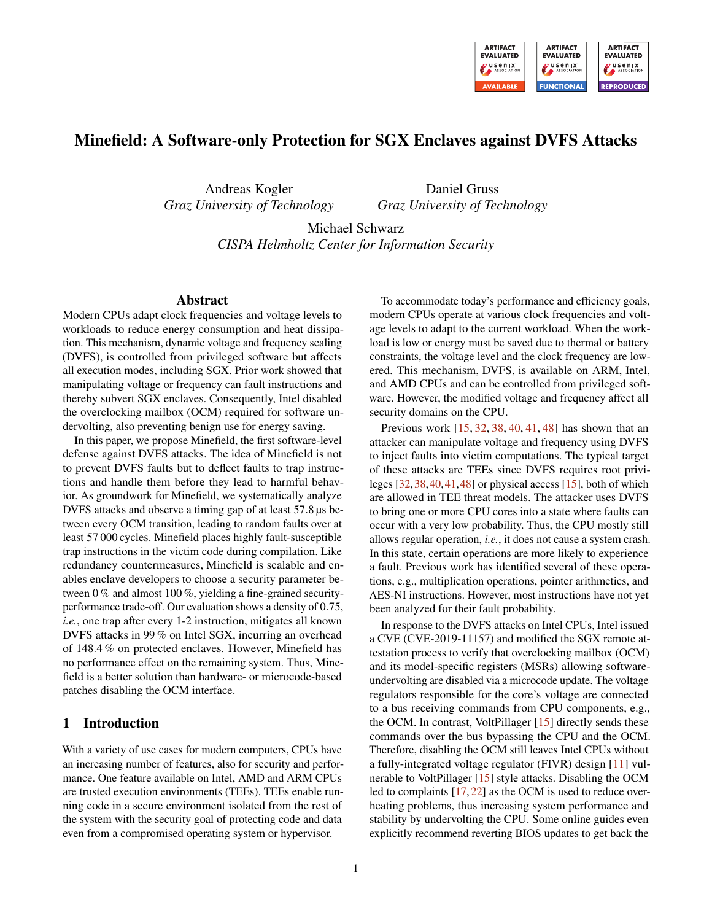# Minefield: A Software-only Protection for SGX Enclaves against DVFS Attacks

Andreas Kogler
*Graz University of Technology*

Daniel Gruss
*Graz University of Technology*

Michael Schwarz
*CISPA Helmholtz Center for Information Security*

## Abstract

Modern CPUs adapt clock frequencies and voltage levels to workloads to reduce energy consumption and heat dissipation. This mechanism, dynamic voltage and frequency scaling (DVFS), is controlled from privileged software but affects all execution modes, including SGX. Prior work showed that manipulating voltage or frequency can fault instructions and thereby subvert SGX enclaves. Consequently, Intel disabled the overclocking mailbox (OCM) required for software undervolting, also preventing benign use for energy saving.

In this paper, we propose Minefield, the first software-level defense against DVFS attacks. The idea of Minefield is not to prevent DVFS faults but to deflect faults to trap instructions and handle them before they lead to harmful behavior. As groundwork for Minefield, we systematically analyze DVFS attacks and observe a timing gap of at least 57.8 µs between every OCM transition, leading to random faults over at least 57 000 cycles. Minefield places highly fault-susceptible trap instructions in the victim code during compilation. Like redundancy countermeasures, Minefield is scalable and enables enclave developers to choose a security parameter between 0 % and almost 100 %, yielding a fine-grained security-performance trade-off. Our evaluation shows a density of 0.75, *i.e.*, one trap after every 1-2 instruction, mitigates all known DVFS attacks in 99 % on Intel SGX, incurring an overhead of 148.4 % on protected enclaves. However, Minefield has no performance effect on the remaining system. Thus, Minefield is a better solution than hardware- or microcode-based patches disabling the OCM interface.

## 1 Introduction

With a variety of use cases for modern computers, CPUs have an increasing number of features, also for security and performance. One feature available on Intel, AMD and ARM CPUs are trusted execution environments (TEEs). TEEs enable running code in a secure environment isolated from the rest of the system with the security goal of protecting code and data even from a compromised operating system or hypervisor.

To accommodate today's performance and efficiency goals, modern CPUs operate at various clock frequencies and voltage levels to adapt to the current workload. When the workload is low or energy must be saved due to thermal or battery constraints, the voltage level and the clock frequency are lowered. This mechanism, DVFS, is available on ARM, Intel, and AMD CPUs and can be controlled from privileged software. However, the modified voltage and frequency affect all security domains on the CPU.

Previous work [15, 32, 38, 40, 41, 48] has shown that an attacker can manipulate voltage and frequency using DVFS to inject faults into victim computations. The typical target of these attacks are TEEs since DVFS requires root privileges [32,38,40,41,48] or physical access [15], both of which are allowed in TEE threat models. The attacker uses DVFS to bring one or more CPU cores into a state where faults can occur with a very low probability. Thus, the CPU mostly still allows regular operation, *i.e.*, it does not cause a system crash. In this state, certain operations are more likely to experience a fault. Previous work has identified several of these operations, e.g., multiplication operations, pointer arithmetics, and AES-NI instructions. However, most instructions have not yet been analyzed for their fault probability.

In response to the DVFS attacks on Intel CPUs, Intel issued a CVE (CVE-2019-11157) and modified the SGX remote attestation process to verify that overclocking mailbox (OCM) and its model-specific registers (MSRs) allowing software-undervolting are disabled via a microcode update. The voltage regulators responsible for the core's voltage are connected to a bus receiving commands from CPU components, e.g., the OCM. In contrast, VoltPillager [15] directly sends these commands over the bus bypassing the CPU and the OCM. Therefore, disabling the OCM still leaves Intel CPUs without a fully-integrated voltage regulator (FIVR) design [11] vulnerable to VoltPillager [15] style attacks. Disabling the OCM led to complaints [17, 22] as the OCM is used to reduce overheating problems, thus increasing system performance and stability by undervolting the CPU. Some online guides even explicitly recommend reverting BIOS updates to get back the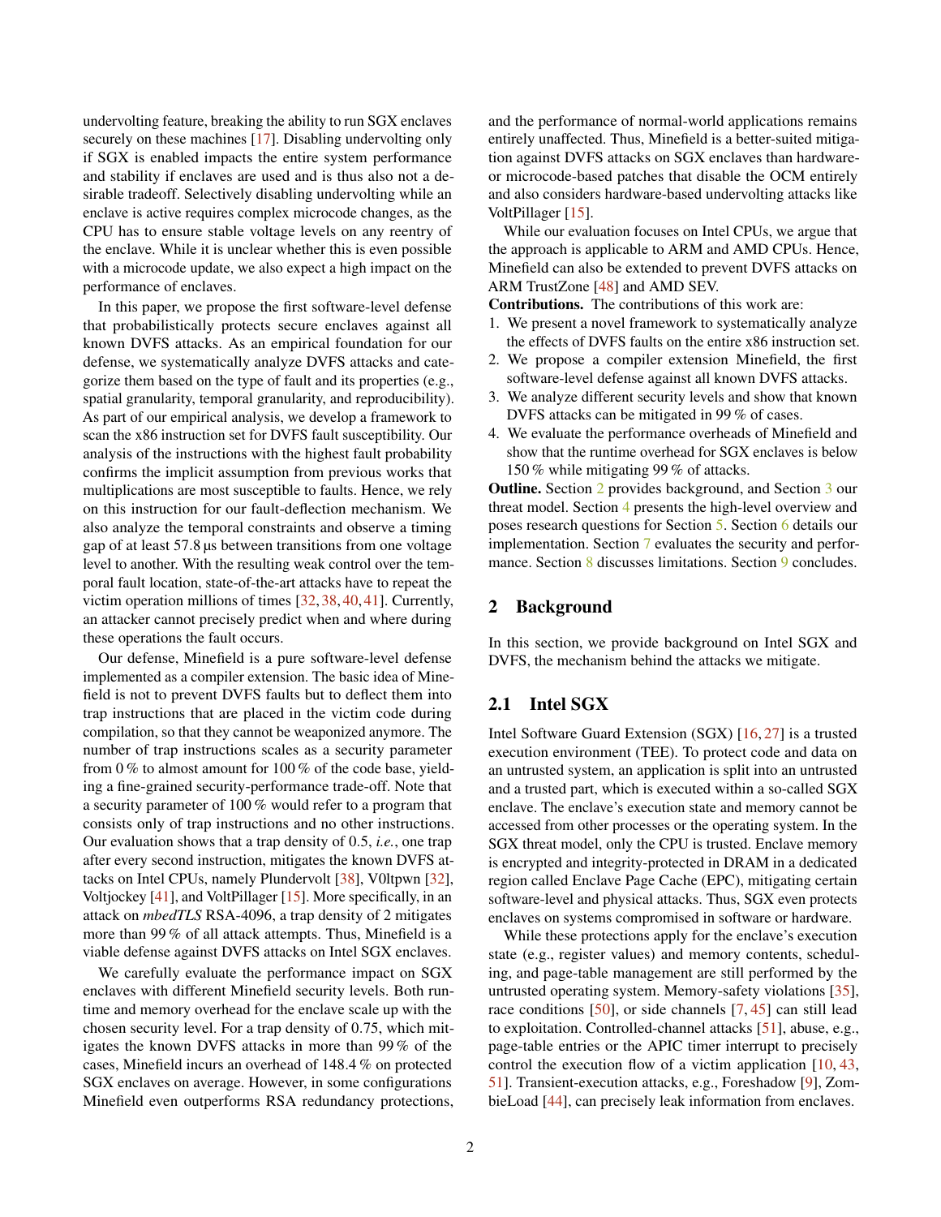undervolting feature, breaking the ability to run SGX enclaves securely on these machines [17]. Disabling undervolting only if SGX is enabled impacts the entire system performance and stability if enclaves are used and is thus also not a desirable tradeoff. Selectively disabling undervolting while an enclave is active requires complex microcode changes, as the CPU has to ensure stable voltage levels on any reentry of the enclave. While it is unclear whether this is even possible with a microcode update, we also expect a high impact on the performance of enclaves.

In this paper, we propose the first software-level defense that probabilistically protects secure enclaves against all known DVFS attacks. As an empirical foundation for our defense, we systematically analyze DVFS attacks and categorize them based on the type of fault and its properties (e.g., spatial granularity, temporal granularity, and reproducibility). As part of our empirical analysis, we develop a framework to scan the x86 instruction set for DVFS fault susceptibility. Our analysis of the instructions with the highest fault probability confirms the implicit assumption from previous works that multiplications are most susceptible to faults. Hence, we rely on this instruction for our fault-deflection mechanism. We also analyze the temporal constraints and observe a timing gap of at least 57.8 µs between transitions from one voltage level to another. With the resulting weak control over the temporal fault location, state-of-the-art attacks have to repeat the victim operation millions of times [32, 38, 40, 41]. Currently, an attacker cannot precisely predict when and where during these operations the fault occurs.

Our defense, Minefield is a pure software-level defense implemented as a compiler extension. The basic idea of Minefield is not to prevent DVFS faults but to deflect them into trap instructions that are placed in the victim code during compilation, so that they cannot be weaponized anymore. The number of trap instructions scales as a security parameter from 0 % to almost amount for 100 % of the code base, yielding a fine-grained security-performance trade-off. Note that a security parameter of 100 % would refer to a program that consists only of trap instructions and no other instructions. Our evaluation shows that a trap density of 0.5, *i.e.*, one trap after every second instruction, mitigates the known DVFS attacks on Intel CPUs, namely Plundervolt [38], V0ltpwn [32], Voltjockey [41], and VoltPillager [15]. More specifically, in an attack on *mbedTLS* RSA-4096, a trap density of 2 mitigates more than 99 % of all attack attempts. Thus, Minefield is a viable defense against DVFS attacks on Intel SGX enclaves.

We carefully evaluate the performance impact on SGX enclaves with different Minefield security levels. Both runtime and memory overhead for the enclave scale up with the chosen security level. For a trap density of 0.75, which mitigates the known DVFS attacks in more than 99 % of the cases, Minefield incurs an overhead of 148.4 % on protected SGX enclaves on average. However, in some configurations Minefield even outperforms RSA redundancy protections, and the performance of normal-world applications remains entirely unaffected. Thus, Minefield is a better-suited mitigation against DVFS attacks on SGX enclaves than hardware- or microcode-based patches that disable the OCM entirely and also considers hardware-based undervolting attacks like VoltPillager [15].

While our evaluation focuses on Intel CPUs, we argue that the approach is applicable to ARM and AMD CPUs. Hence, Minefield can also be extended to prevent DVFS attacks on ARM TrustZone [48] and AMD SEV.

**Contributions.** The contributions of this work are:

1. We present a novel framework to systematically analyze the effects of DVFS faults on the entire x86 instruction set.
2. We propose a compiler extension Minefield, the first software-level defense against all known DVFS attacks.
3. We analyze different security levels and show that known DVFS attacks can be mitigated in 99 % of cases.
4. We evaluate the performance overheads of Minefield and show that the runtime overhead for SGX enclaves is below 150 % while mitigating 99 % of attacks.

**Outline.** Section 2 provides background, and Section 3 our threat model. Section 4 presents the high-level overview and poses research questions for Section 5. Section 6 details our implementation. Section 7 evaluates the security and performance. Section 8 discusses limitations. Section 9 concludes.

## 2 Background

In this section, we provide background on Intel SGX and DVFS, the mechanism behind the attacks we mitigate.

### 2.1 Intel SGX

Intel Software Guard Extension (SGX) [16, 27] is a trusted execution environment (TEE). To protect code and data on an untrusted system, an application is split into an untrusted and a trusted part, which is executed within a so-called SGX enclave. The enclave's execution state and memory cannot be accessed from other processes or the operating system. In the SGX threat model, only the CPU is trusted. Enclave memory is encrypted and integrity-protected in DRAM in a dedicated region called Enclave Page Cache (EPC), mitigating certain software-level and physical attacks. Thus, SGX even protects enclaves on systems compromised in software or hardware.

While these protections apply for the enclave's execution state (e.g., register values) and memory contents, scheduling, and page-table management are still performed by the untrusted operating system. Memory-safety violations [35], race conditions [50], or side channels [7, 45] can still lead to exploitation. Controlled-channel attacks [51], abuse, e.g., page-table entries or the APIC timer interrupt to precisely control the execution flow of a victim application [10, 43, 51]. Transient-execution attacks, e.g., Foreshadow [9], ZombieLoad [44], can precisely leak information from enclaves.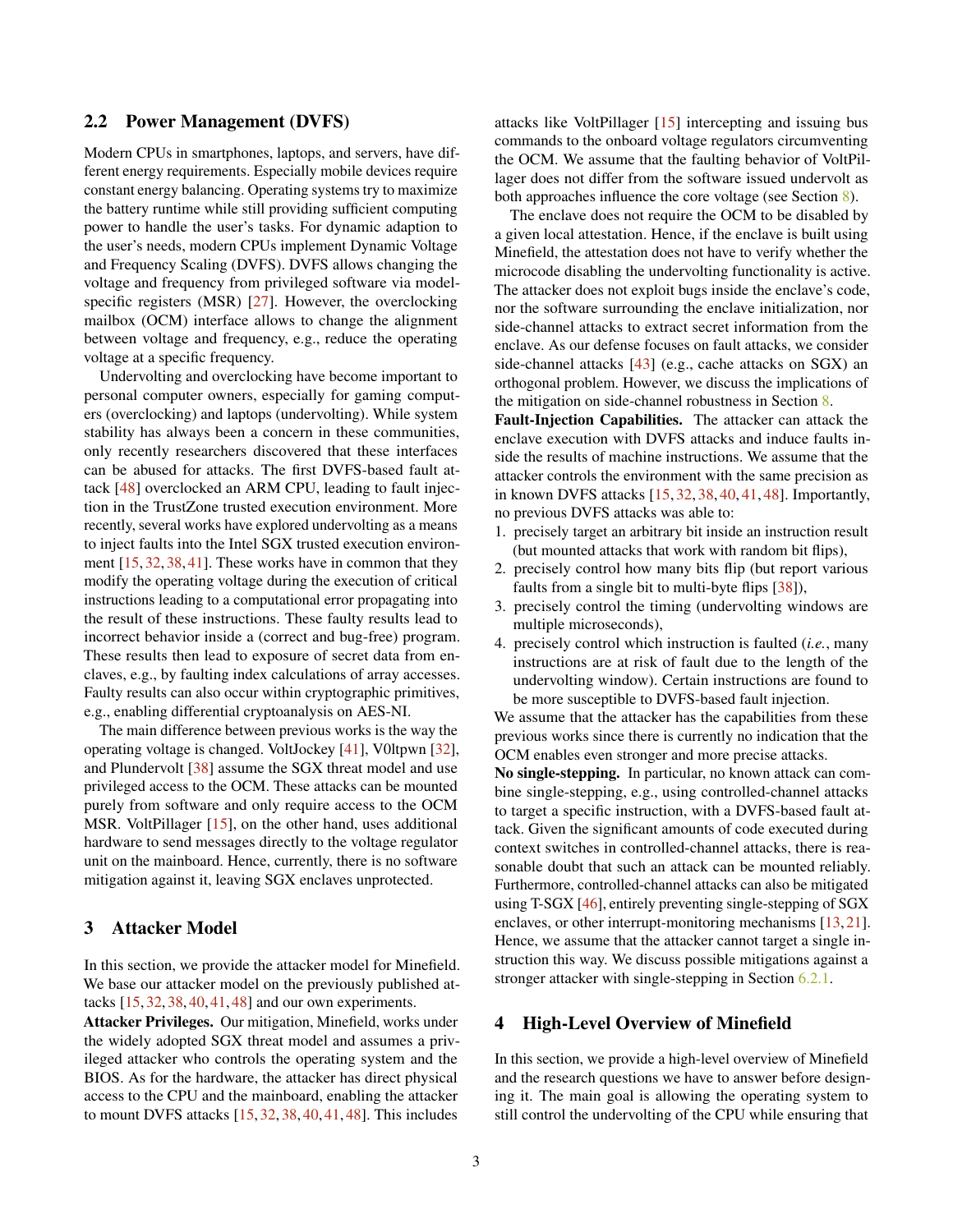## 2.2 Power Management (DVFS)

Modern CPUs in smartphones, laptops, and servers, have different energy requirements. Especially mobile devices require constant energy balancing. Operating systems try to maximize the battery runtime while still providing sufficient computing power to handle the user's tasks. For dynamic adaption to the user's needs, modern CPUs implement Dynamic Voltage and Frequency Scaling (DVFS). DVFS allows changing the voltage and frequency from privileged software via model-specific registers (MSR) [27]. However, the overclocking mailbox (OCM) interface allows to change the alignment between voltage and frequency, e.g., reduce the operating voltage at a specific frequency.

Undervolting and overclocking have become important to personal computer owners, especially for gaming computers (overclocking) and laptops (undervolting). While system stability has always been a concern in these communities, only recently researchers discovered that these interfaces can be abused for attacks. The first DVFS-based fault attack [48] overclocked an ARM CPU, leading to fault injection in the TrustZone trusted execution environment. More recently, several works have explored undervolting as a means to inject faults into the Intel SGX trusted execution environment [15, 32, 38, 41]. These works have in common that they modify the operating voltage during the execution of critical instructions leading to a computational error propagating into the result of these instructions. These faulty results lead to incorrect behavior inside a (correct and bug-free) program. These results then lead to exposure of secret data from enclaves, e.g., by faulting index calculations of array accesses. Faulty results can also occur within cryptographic primitives, e.g., enabling differential cryptoanalysis on AES-NI.

The main difference between previous works is the way the operating voltage is changed. VoltJockey [41], V0ltpwn [32], and Plundervolt [38] assume the SGX threat model and use privileged access to the OCM. These attacks can be mounted purely from software and only require access to the OCM MSR. VoltPillager [15], on the other hand, uses additional hardware to send messages directly to the voltage regulator unit on the mainboard. Hence, currently, there is no software mitigation against it, leaving SGX enclaves unprotected.

# 3 Attacker Model

In this section, we provide the attacker model for Minefield. We base our attacker model on the previously published attacks [15, 32, 38, 40, 41, 48] and our own experiments.

**Attacker Privileges.** Our mitigation, Minefield, works under the widely adopted SGX threat model and assumes a privileged attacker who controls the operating system and the BIOS. As for the hardware, the attacker has direct physical access to the CPU and the mainboard, enabling the attacker to mount DVFS attacks [15, 32, 38, 40, 41, 48]. This includes attacks like VoltPillager [15] intercepting and issuing bus commands to the onboard voltage regulators circumventing the OCM. We assume that the faulting behavior of VoltPillager does not differ from the software issued undervolt as both approaches influence the core voltage (see Section 8).

The enclave does not require the OCM to be disabled by a given local attestation. Hence, if the enclave is built using Minefield, the attestation does not have to verify whether the microcode disabling the undervolting functionality is active. The attacker does not exploit bugs inside the enclave's code, nor the software surrounding the enclave initialization, nor side-channel attacks to extract secret information from the enclave. As our defense focuses on fault attacks, we consider side-channel attacks [43] (e.g., cache attacks on SGX) an orthogonal problem. However, we discuss the implications of the mitigation on side-channel robustness in Section 8.

**Fault-Injection Capabilities.** The attacker can attack the enclave execution with DVFS attacks and induce faults inside the results of machine instructions. We assume that the attacker controls the environment with the same precision as in known DVFS attacks [15, 32, 38, 40, 41, 48]. Importantly, no previous DVFS attacks was able to:

1. precisely target an arbitrary bit inside an instruction result (but mounted attacks that work with random bit flips),
2. precisely control how many bits flip (but report various faults from a single bit to multi-byte flips [38]),
3. precisely control the timing (undervolting windows are multiple microseconds),
4. precisely control which instruction is faulted (*i.e.*, many instructions are at risk of fault due to the length of the undervolting window). Certain instructions are found to be more susceptible to DVFS-based fault injection.

We assume that the attacker has the capabilities from these previous works since there is currently no indication that the OCM enables even stronger and more precise attacks.

**No single-stepping.** In particular, no known attack can combine single-stepping, e.g., using controlled-channel attacks to target a specific instruction, with a DVFS-based fault attack. Given the significant amounts of code executed during context switches in controlled-channel attacks, there is reasonable doubt that such an attack can be mounted reliably. Furthermore, controlled-channel attacks can also be mitigated using T-SGX [46], entirely preventing single-stepping of SGX enclaves, or other interrupt-monitoring mechanisms [13, 21]. Hence, we assume that the attacker cannot target a single instruction this way. We discuss possible mitigations against a stronger attacker with single-stepping in Section 6.2.1.

# 4 High-Level Overview of Minefield

In this section, we provide a high-level overview of Minefield and the research questions we have to answer before designing it. The main goal is allowing the operating system to still control the undervolting of the CPU while ensuring that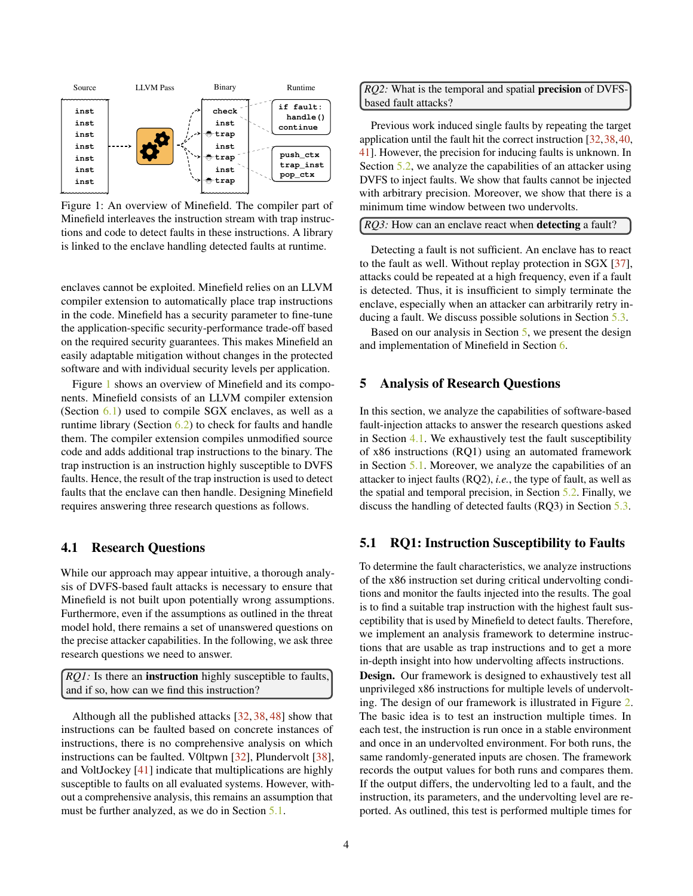Source LLVM Pass Binary Runtime

```
inst          check        if fault:
inst          inst           handle()
inst          trap         continue
inst          inst
inst          trap         push_ctx
inst          inst         trap_inst
inst          trap         pop_ctx
```

Figure 1: An overview of Minefield. The compiler part of Minefield interleaves the instruction stream with trap instructions and code to detect faults in these instructions. A library is linked to the enclave handling detected faults at runtime.

enclaves cannot be exploited. Minefield relies on an LLVM compiler extension to automatically place trap instructions in the code. Minefield has a security parameter to fine-tune the application-specific security-performance trade-off based on the required security guarantees. This makes Minefield an easily adaptable mitigation without changes in the protected software and with individual security levels per application.

Figure 1 shows an overview of Minefield and its components. Minefield consists of an LLVM compiler extension (Section 6.1) used to compile SGX enclaves, as well as a runtime library (Section 6.2) to check for faults and handle them. The compiler extension compiles unmodified source code and adds additional trap instructions to the binary. The trap instruction is an instruction highly susceptible to DVFS faults. Hence, the result of the trap instruction is used to detect faults that the enclave can then handle. Designing Minefield requires answering three research questions as follows.

### 4.1 Research Questions

While our approach may appear intuitive, a thorough analysis of DVFS-based fault attacks is necessary to ensure that Minefield is not built upon potentially wrong assumptions. Furthermore, even if the assumptions as outlined in the threat model hold, there remains a set of unanswered questions on the precise attacker capabilities. In the following, we ask three research questions we need to answer.

> *RQ1:* Is there an **instruction** highly susceptible to faults, and if so, how can we find this instruction?

Although all the published attacks [32, 38, 48] show that instructions can be faulted based on concrete instances of instructions, there is no comprehensive analysis on which instructions can be faulted. V0ltpwn [32], Plundervolt [38], and VoltJockey [41] indicate that multiplications are highly susceptible to faults on all evaluated systems. However, without a comprehensive analysis, this remains an assumption that must be further analyzed, as we do in Section 5.1.

> *RQ2:* What is the temporal and spatial **precision** of DVFS-based fault attacks?

Previous work induced single faults by repeating the target application until the fault hit the correct instruction [32, 38, 40, 41]. However, the precision for inducing faults is unknown. In Section 5.2, we analyze the capabilities of an attacker using DVFS to inject faults. We show that faults cannot be injected with arbitrary precision. Moreover, we show that there is a minimum time window between two undervolts.

> *RQ3:* How can an enclave react when **detecting** a fault?

Detecting a fault is not sufficient. An enclave has to react to the fault as well. Without replay protection in SGX [37], attacks could be repeated at a high frequency, even if a fault is detected. Thus, it is insufficient to simply terminate the enclave, especially when an attacker can arbitrarily retry inducing a fault. We discuss possible solutions in Section 5.3.

Based on our analysis in Section 5, we present the design and implementation of Minefield in Section 6.

## 5 Analysis of Research Questions

In this section, we analyze the capabilities of software-based fault-injection attacks to answer the research questions asked in Section 4.1. We exhaustively test the fault susceptibility of x86 instructions (RQ1) using an automated framework in Section 5.1. Moreover, we analyze the capabilities of an attacker to inject faults (RQ2), *i.e.*, the type of fault, as well as the spatial and temporal precision, in Section 5.2. Finally, we discuss the handling of detected faults (RQ3) in Section 5.3.

### 5.1 RQ1: Instruction Susceptibility to Faults

To determine the fault characteristics, we analyze instructions of the x86 instruction set during critical undervolting conditions and monitor the faults injected into the results. The goal is to find a suitable trap instruction with the highest fault susceptibility that is used by Minefield to detect faults. Therefore, we implement an analysis framework to determine instructions that are usable as trap instructions and to get a more in-depth insight into how undervolting affects instructions.

**Design.** Our framework is designed to exhaustively test all unprivileged x86 instructions for multiple levels of undervolting. The design of our framework is illustrated in Figure 2. The basic idea is to test an instruction multiple times. In each test, the instruction is run once in a stable environment and once in an undervolted environment. For both runs, the same randomly-generated inputs are chosen. The framework records the output values for both runs and compares them. If the output differs, the undervolting led to a fault, and the instruction, its parameters, and the undervolting level are reported. As outlined, this test is performed multiple times for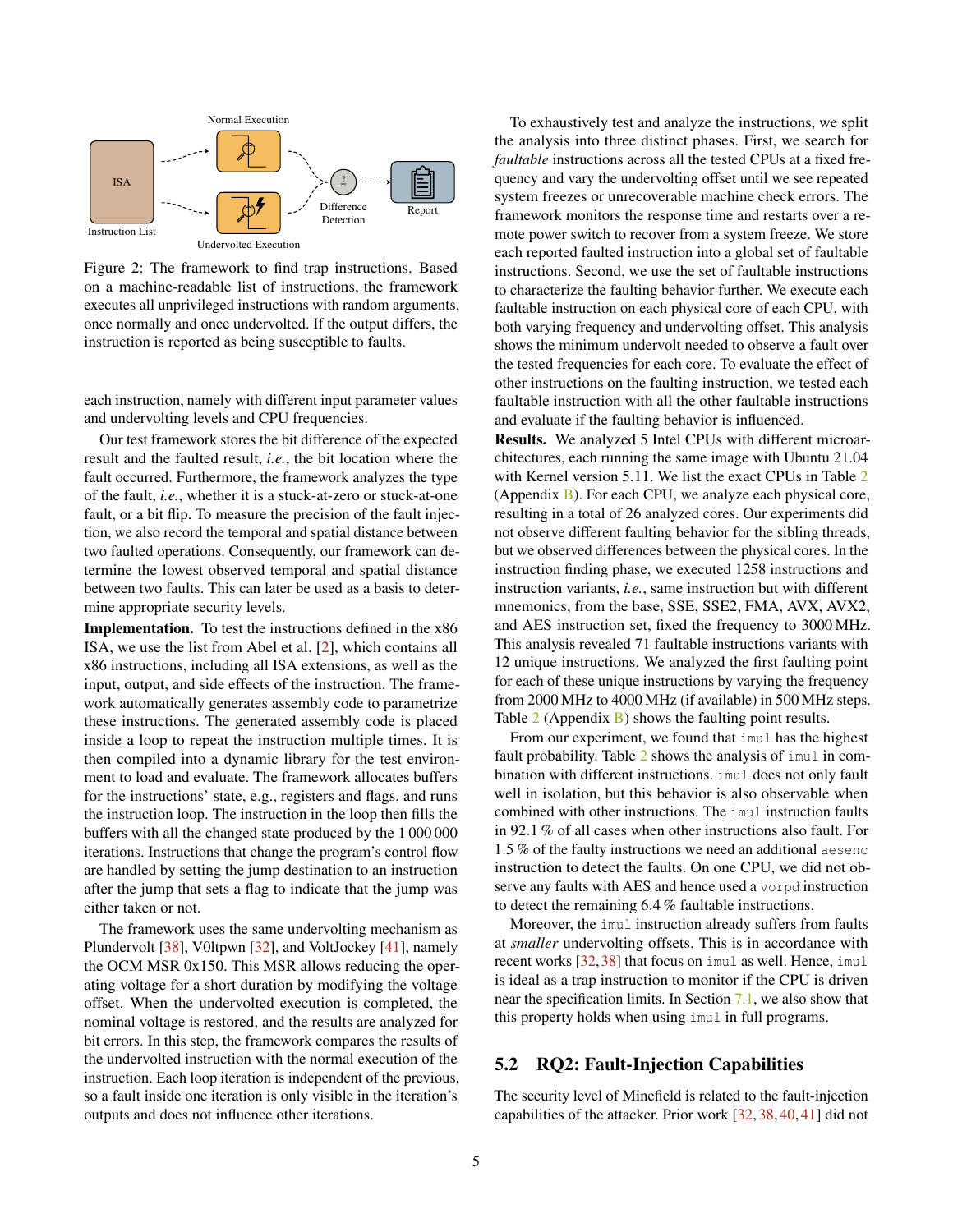Figure 2: The framework to find trap instructions. Based on a machine-readable list of instructions, the framework executes all unprivileged instructions with random arguments, once normally and once undervolted. If the output differs, the instruction is reported as being susceptible to faults.

each instruction, namely with different input parameter values and undervolting levels and CPU frequencies.

Our test framework stores the bit difference of the expected result and the faulted result, *i.e.*, the bit location where the fault occurred. Furthermore, the framework analyzes the type of the fault, *i.e.*, whether it is a stuck-at-zero or stuck-at-one fault, or a bit flip. To measure the precision of the fault injection, we also record the temporal and spatial distance between two faulted operations. Consequently, our framework can determine the lowest observed temporal and spatial distance between two faults. This can later be used as a basis to determine appropriate security levels.

**Implementation.** To test the instructions defined in the x86 ISA, we use the list from Abel et al. [2], which contains all x86 instructions, including all ISA extensions, as well as the input, output, and side effects of the instruction. The framework automatically generates assembly code to parametrize these instructions. The generated assembly code is placed inside a loop to repeat the instruction multiple times. It is then compiled into a dynamic library for the test environment to load and evaluate. The framework allocates buffers for the instructions' state, e.g., registers and flags, and runs the instruction loop. The instruction in the loop then fills the buffers with all the changed state produced by the 1 000 000 iterations. Instructions that change the program's control flow are handled by setting the jump destination to an instruction after the jump that sets a flag to indicate that the jump was either taken or not.

The framework uses the same undervolting mechanism as Plundervolt [38], V0ltpwn [32], and VoltJockey [41], namely the OCM MSR 0x150. This MSR allows reducing the operating voltage for a short duration by modifying the voltage offset. When the undervolted execution is completed, the nominal voltage is restored, and the results are analyzed for bit errors. In this step, the framework compares the results of the undervolted instruction with the normal execution of the instruction. Each loop iteration is independent of the previous, so a fault inside one iteration is only visible in the iteration's outputs and does not influence other iterations.

To exhaustively test and analyze the instructions, we split the analysis into three distinct phases. First, we search for *faultable* instructions across all the tested CPUs at a fixed frequency and vary the undervolting offset until we see repeated system freezes or unrecoverable machine check errors. The framework monitors the response time and restarts over a remote power switch to recover from a system freeze. We store each reported faulted instruction into a global set of faultable instructions. Second, we use the set of faultable instructions to characterize the faulting behavior further. We execute each faultable instruction on each physical core of each CPU, with both varying frequency and undervolting offset. This analysis shows the minimum undervolt needed to observe a fault over the tested frequencies for each core. To evaluate the effect of other instructions on the faulting instruction, we tested each faultable instruction with all the other faultable instructions and evaluate if the faulting behavior is influenced.

**Results.** We analyzed 5 Intel CPUs with different microarchitectures, each running the same image with Ubuntu 21.04 with Kernel version 5.11. We list the exact CPUs in Table 2 (Appendix B). For each CPU, we analyze each physical core, resulting in a total of 26 analyzed cores. Our experiments did not observe different faulting behavior for the sibling threads, but we observed differences between the physical cores. In the instruction finding phase, we executed 1258 instructions and instruction variants, *i.e.*, same instruction but with different mnemonics, from the base, SSE, SSE2, FMA, AVX, AVX2, and AES instruction set, fixed the frequency to 3000 MHz. This analysis revealed 71 faultable instructions variants with 12 unique instructions. We analyzed the first faulting point for each of these unique instructions by varying the frequency from 2000 MHz to 4000 MHz (if available) in 500 MHz steps. Table 2 (Appendix B) shows the faulting point results.

From our experiment, we found that `imul` has the highest fault probability. Table 2 shows the analysis of `imul` in combination with different instructions. `imul` does not only fault well in isolation, but this behavior is also observable when combined with other instructions. The `imul` instruction faults in 92.1 % of all cases when other instructions also fault. For 1.5 % of the faulty instructions we need an additional `aesenc` instruction to detect the faults. On one CPU, we did not observe any faults with AES and hence used a `vorpd` instruction to detect the remaining 6.4 % faultable instructions.

Moreover, the `imul` instruction already suffers from faults at *smaller* undervolting offsets. This is in accordance with recent works [32, 38] that focus on `imul` as well. Hence, `imul` is ideal as a trap instruction to monitor if the CPU is driven near the specification limits. In Section 7.1, we also show that this property holds when using `imul` in full programs.

## 5.2 RQ2: Fault-Injection Capabilities

The security level of Minefield is related to the fault-injection capabilities of the attacker. Prior work [32, 38, 40, 41] did not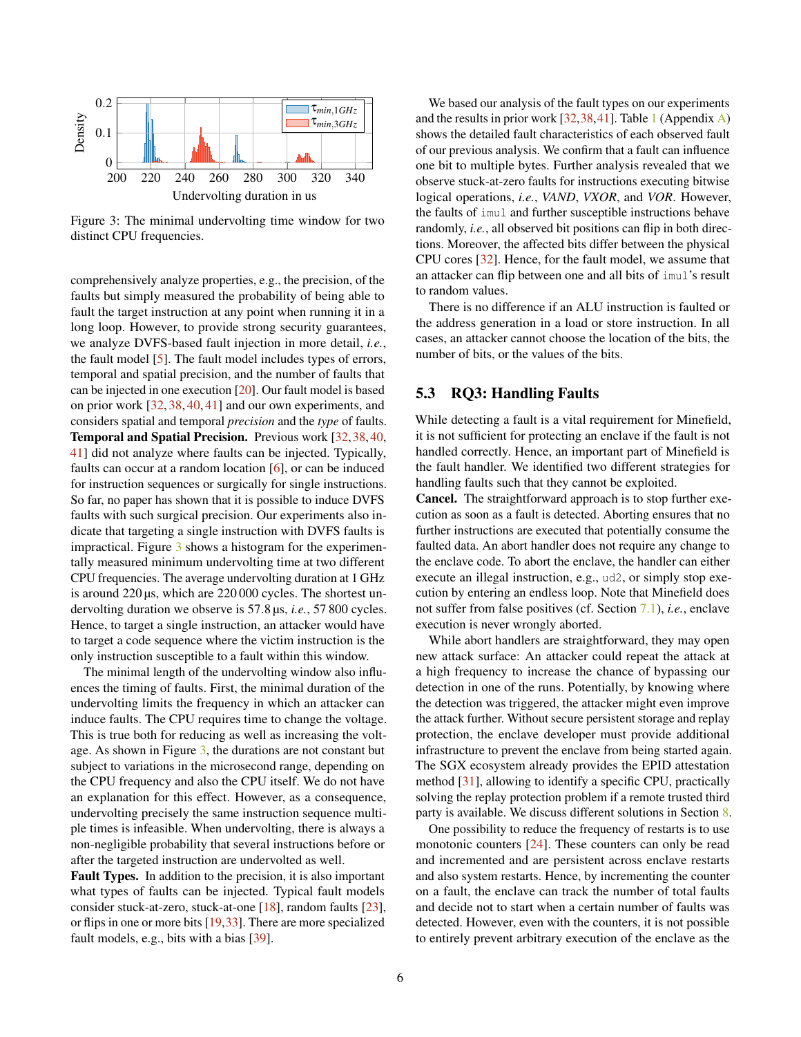Figure 3: The minimal undervolting time window for two distinct CPU frequencies.

comprehensively analyze properties, e.g., the precision, of the faults but simply measured the probability of being able to fault the target instruction at any point when running it in a long loop. However, to provide strong security guarantees, we analyze DVFS-based fault injection in more detail, *i.e.*, the fault model [5]. The fault model includes types of errors, temporal and spatial precision, and the number of faults that can be injected in one execution [20]. Our fault model is based on prior work [32, 38, 40, 41] and our own experiments, and considers spatial and temporal *precision* and the *type* of faults.

**Temporal and Spatial Precision.** Previous work [32, 38, 40, 41] did not analyze where faults can be injected. Typically, faults can occur at a random location [6], or can be induced for instruction sequences or surgically for single instructions. So far, no paper has shown that it is possible to induce DVFS faults with such surgical precision. Our experiments also indicate that targeting a single instruction with DVFS faults is impractical. Figure 3 shows a histogram for the experimentally measured minimum undervolting time at two different CPU frequencies. The average undervolting duration at 1 GHz is around 220 µs, which are 220 000 cycles. The shortest undervolting duration we observe is 57.8 µs, *i.e.*, 57 800 cycles. Hence, to target a single instruction, an attacker would have to target a code sequence where the victim instruction is the only instruction susceptible to a fault within this window.

The minimal length of the undervolting window also influences the timing of faults. First, the minimal duration of the undervolting limits the frequency in which an attacker can induce faults. The CPU requires time to change the voltage. This is true both for reducing as well as increasing the voltage. As shown in Figure 3, the durations are not constant but subject to variations in the microsecond range, depending on the CPU frequency and also the CPU itself. We do not have an explanation for this effect. However, as a consequence, undervolting precisely the same instruction sequence multiple times is infeasible. When undervolting, there is always a non-negligible probability that several instructions before or after the targeted instruction are undervolted as well.

**Fault Types.** In addition to the precision, it is also important what types of faults can be injected. Typical fault models consider stuck-at-zero, stuck-at-one [18], random faults [23], or flips in one or more bits [19, 33]. There are more specialized fault models, e.g., bits with a bias [39].

We based our analysis of the fault types on our experiments and the results in prior work [32, 38, 41]. Table 1 (Appendix A) shows the detailed fault characteristics of each observed fault of our previous analysis. We confirm that a fault can influence one bit to multiple bytes. Further analysis revealed that we observe stuck-at-zero faults for instructions executing bitwise logical operations, *i.e.*, *VAND*, *VXOR*, and *VOR*. However, the faults of `imul` and further susceptible instructions behave randomly, *i.e.*, all observed bit positions can flip in both directions. Moreover, the affected bits differ between the physical CPU cores [32]. Hence, for the fault model, we assume that an attacker can flip between one and all bits of `imul`'s result to random values.

There is no difference if an ALU instruction is faulted or the address generation in a load or store instruction. In all cases, an attacker cannot choose the location of the bits, the number of bits, or the values of the bits.

### 5.3 RQ3: Handling Faults

While detecting a fault is a vital requirement for Minefield, it is not sufficient for protecting an enclave if the fault is not handled correctly. Hence, an important part of Minefield is the fault handler. We identified two different strategies for handling faults such that they cannot be exploited.

**Cancel.** The straightforward approach is to stop further execution as soon as a fault is detected. Aborting ensures that no further instructions are executed that potentially consume the faulted data. An abort handler does not require any change to the enclave code. To abort the enclave, the handler can either execute an illegal instruction, e.g., `ud2`, or simply stop execution by entering an endless loop. Note that Minefield does not suffer from false positives (cf. Section 7.1), *i.e.*, enclave execution is never wrongly aborted.

While abort handlers are straightforward, they may open new attack surface: An attacker could repeat the attack at a high frequency to increase the chance of bypassing our detection in one of the runs. Potentially, by knowing where the detection was triggered, the attacker might even improve the attack further. Without secure persistent storage and replay protection, the enclave developer must provide additional infrastructure to prevent the enclave from being started again. The SGX ecosystem already provides the EPID attestation method [31], allowing to identify a specific CPU, practically solving the replay protection problem if a remote trusted third party is available. We discuss different solutions in Section 8.

One possibility to reduce the frequency of restarts is to use monotonic counters [24]. These counters can only be read and incremented and are persistent across enclave restarts and also system restarts. Hence, by incrementing the counter on a fault, the enclave can track the number of total faults and decide not to start when a certain number of faults was detected. However, even with the counters, it is not possible to entirely prevent arbitrary execution of the enclave as the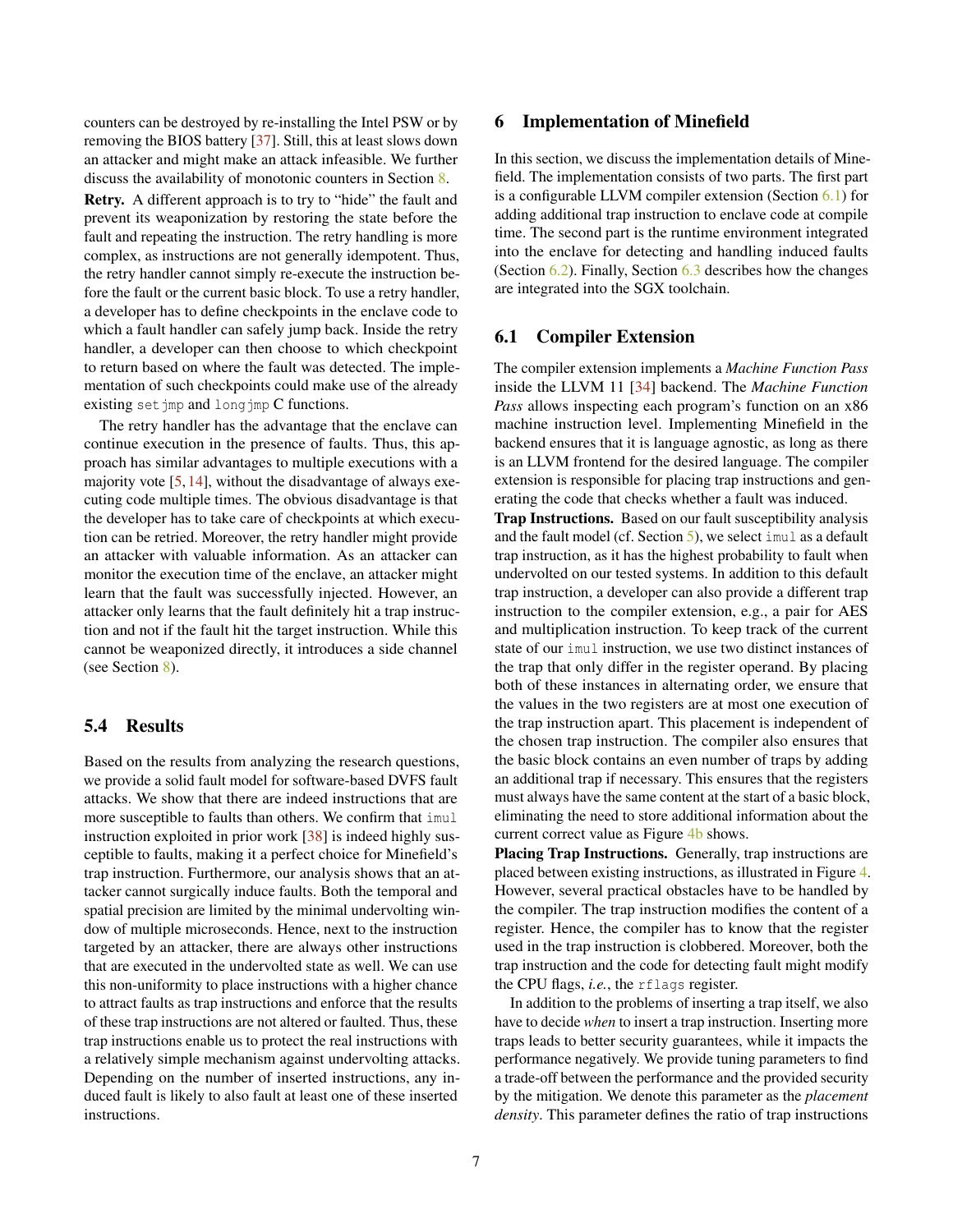counters can be destroyed by re-installing the Intel PSW or by removing the BIOS battery [37]. Still, this at least slows down an attacker and might make an attack infeasible. We further discuss the availability of monotonic counters in Section 8.

**Retry.** A different approach is to try to "hide" the fault and prevent its weaponization by restoring the state before the fault and repeating the instruction. The retry handling is more complex, as instructions are not generally idempotent. Thus, the retry handler cannot simply re-execute the instruction before the fault or the current basic block. To use a retry handler, a developer has to define checkpoints in the enclave code to which a fault handler can safely jump back. Inside the retry handler, a developer can then choose to which checkpoint to return based on where the fault was detected. The implementation of such checkpoints could make use of the already existing `setjmp` and `longjmp` C functions.

The retry handler has the advantage that the enclave can continue execution in the presence of faults. Thus, this approach has similar advantages to multiple executions with a majority vote [5, 14], without the disadvantage of always executing code multiple times. The obvious disadvantage is that the developer has to take care of checkpoints at which execution can be retried. Moreover, the retry handler might provide an attacker with valuable information. As an attacker can monitor the execution time of the enclave, an attacker might learn that the fault was successfully injected. However, an attacker only learns that the fault definitely hit a trap instruction and not if the fault hit the target instruction. While this cannot be weaponized directly, it introduces a side channel (see Section 8).

## 5.4 Results

Based on the results from analyzing the research questions, we provide a solid fault model for software-based DVFS fault attacks. We show that there are indeed instructions that are more susceptible to faults than others. We confirm that `imul` instruction exploited in prior work [38] is indeed highly susceptible to faults, making it a perfect choice for Minefield's trap instruction. Furthermore, our analysis shows that an attacker cannot surgically induce faults. Both the temporal and spatial precision are limited by the minimal undervolting window of multiple microseconds. Hence, next to the instruction targeted by an attacker, there are always other instructions that are executed in the undervolted state as well. We can use this non-uniformity to place instructions with a higher chance to attract faults as trap instructions and enforce that the results of these trap instructions are not altered or faulted. Thus, these trap instructions enable us to protect the real instructions with a relatively simple mechanism against undervolting attacks. Depending on the number of inserted instructions, any induced fault is likely to also fault at least one of these inserted instructions.

# 6 Implementation of Minefield

In this section, we discuss the implementation details of Minefield. The implementation consists of two parts. The first part is a configurable LLVM compiler extension (Section 6.1) for adding additional trap instruction to enclave code at compile time. The second part is the runtime environment integrated into the enclave for detecting and handling induced faults (Section 6.2). Finally, Section 6.3 describes how the changes are integrated into the SGX toolchain.

## 6.1 Compiler Extension

The compiler extension implements a *Machine Function Pass* inside the LLVM 11 [34] backend. The *Machine Function Pass* allows inspecting each program's function on an x86 machine instruction level. Implementing Minefield in the backend ensures that it is language agnostic, as long as there is an LLVM frontend for the desired language. The compiler extension is responsible for placing trap instructions and generating the code that checks whether a fault was induced.

**Trap Instructions.** Based on our fault susceptibility analysis and the fault model (cf. Section 5), we select `imul` as a default trap instruction, as it has the highest probability to fault when undervolted on our tested systems. In addition to this default trap instruction, a developer can also provide a different trap instruction to the compiler extension, e.g., a pair for AES and multiplication instruction. To keep track of the current state of our `imul` instruction, we use two distinct instances of the trap that only differ in the register operand. By placing both of these instances in alternating order, we ensure that the values in the two registers are at most one execution of the trap instruction apart. This placement is independent of the chosen trap instruction. The compiler also ensures that the basic block contains an even number of traps by adding an additional trap if necessary. This ensures that the registers must always have the same content at the start of a basic block, eliminating the need to store additional information about the current correct value as Figure 4b shows.

**Placing Trap Instructions.** Generally, trap instructions are placed between existing instructions, as illustrated in Figure 4. However, several practical obstacles have to be handled by the compiler. The trap instruction modifies the content of a register. Hence, the compiler has to know that the register used in the trap instruction is clobbered. Moreover, both the trap instruction and the code for detecting fault might modify the CPU flags, *i.e.*, the `rflags` register.

In addition to the problems of inserting a trap itself, we also have to decide *when* to insert a trap instruction. Inserting more traps leads to better security guarantees, while it impacts the performance negatively. We provide tuning parameters to find a trade-off between the performance and the provided security by the mitigation. We denote this parameter as the *placement density*. This parameter defines the ratio of trap instructions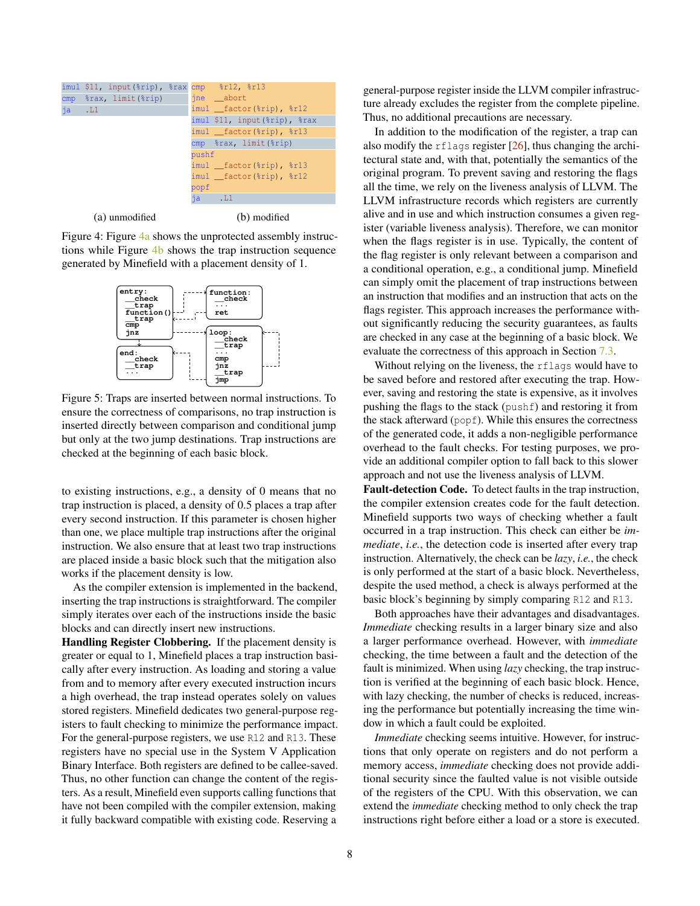```
imul $11, input(%rip), %rax
cmp  %rax, limit(%rip)
ja   .L1
```

(a) unmodified

```
cmp   %r12, %r13
jne   __abort
imul  __factor(%rip), %r12
imul  $11, input(%rip), %rax
imul  __factor(%rip), %r13
cmp   %rax, limit(%rip)
pushf
imul  __factor(%rip), %r13
imul  __factor(%rip), %r12
popf
ja    .L1
```

(b) modified

Figure 4: Figure 4a shows the unprotected assembly instructions while Figure 4b shows the trap instruction sequence generated by Minefield with a placement density of 1.

```
entry:                  function:
  __check                 __check
  __trap                  ...
  function()              ret
  __trap
  cmp                   loop:
  jnz                     __check
                          __trap
end:                      ...
  __check                 cmp
  __trap                  jnz
  ...                     __trap
                          jmp
```

Figure 5: Traps are inserted between normal instructions. To ensure the correctness of comparisons, no trap instruction is inserted directly between comparison and conditional jump but only at the two jump destinations. Trap instructions are checked at the beginning of each basic block.

to existing instructions, e.g., a density of 0 means that no trap instruction is placed, a density of 0.5 places a trap after every second instruction. If this parameter is chosen higher than one, we place multiple trap instructions after the original instruction. We also ensure that at least two trap instructions are placed inside a basic block such that the mitigation also works if the placement density is low.

As the compiler extension is implemented in the backend, inserting the trap instructions is straightforward. The compiler simply iterates over each of the instructions inside the basic blocks and can directly insert new instructions.

**Handling Register Clobbering.** If the placement density is greater or equal to 1, Minefield places a trap instruction basically after every instruction. As loading and storing a value from and to memory after every executed instruction incurs a high overhead, the trap instead operates solely on values stored registers. Minefield dedicates two general-purpose registers to fault checking to minimize the performance impact. For the general-purpose registers, we use R12 and R13. These registers have no special use in the System V Application Binary Interface. Both registers are defined to be callee-saved. Thus, no other function can change the content of the registers. As a result, Minefield even supports calling functions that have not been compiled with the compiler extension, making it fully backward compatible with existing code. Reserving a general-purpose register inside the LLVM compiler infrastructure already excludes the register from the complete pipeline. Thus, no additional precautions are necessary.

In addition to the modification of the register, a trap can also modify the rflags register [26], thus changing the architectural state and, with that, potentially the semantics of the original program. To prevent saving and restoring the flags all the time, we rely on the liveness analysis of LLVM. The LLVM infrastructure records which registers are currently alive and in use and which instruction consumes a given register (variable liveness analysis). Therefore, we can monitor when the flags register is in use. Typically, the content of the flag register is only relevant between a comparison and a conditional operation, e.g., a conditional jump. Minefield can simply omit the placement of trap instructions between an instruction that modifies and an instruction that acts on the flags register. This approach increases the performance without significantly reducing the security guarantees, as faults are checked in any case at the beginning of a basic block. We evaluate the correctness of this approach in Section 7.3.

Without relying on the liveness, the rflags would have to be saved before and restored after executing the trap. However, saving and restoring the state is expensive, as it involves pushing the flags to the stack (pushf) and restoring it from the stack afterward (popf). While this ensures the correctness of the generated code, it adds a non-negligible performance overhead to the fault checks. For testing purposes, we provide an additional compiler option to fall back to this slower approach and not use the liveness analysis of LLVM.

**Fault-detection Code.** To detect faults in the trap instruction, the compiler extension creates code for the fault detection. Minefield supports two ways of checking whether a fault occurred in a trap instruction. This check can either be *immediate*, *i.e.*, the detection code is inserted after every trap instruction. Alternatively, the check can be *lazy*, *i.e.*, the check is only performed at the start of a basic block. Nevertheless, despite the used method, a check is always performed at the basic block's beginning by simply comparing R12 and R13.

Both approaches have their advantages and disadvantages. *Immediate* checking results in a larger binary size and also a larger performance overhead. However, with *immediate* checking, the time between a fault and the detection of the fault is minimized. When using *lazy* checking, the trap instruction is verified at the beginning of each basic block. Hence, with lazy checking, the number of checks is reduced, increasing the performance but potentially increasing the time window in which a fault could be exploited.

*Immediate* checking seems intuitive. However, for instructions that only operate on registers and do not perform a memory access, *immediate* checking does not provide additional security since the faulted value is not visible outside of the registers of the CPU. With this observation, we can extend the *immediate* checking method to only check the trap instructions right before either a load or a store is executed.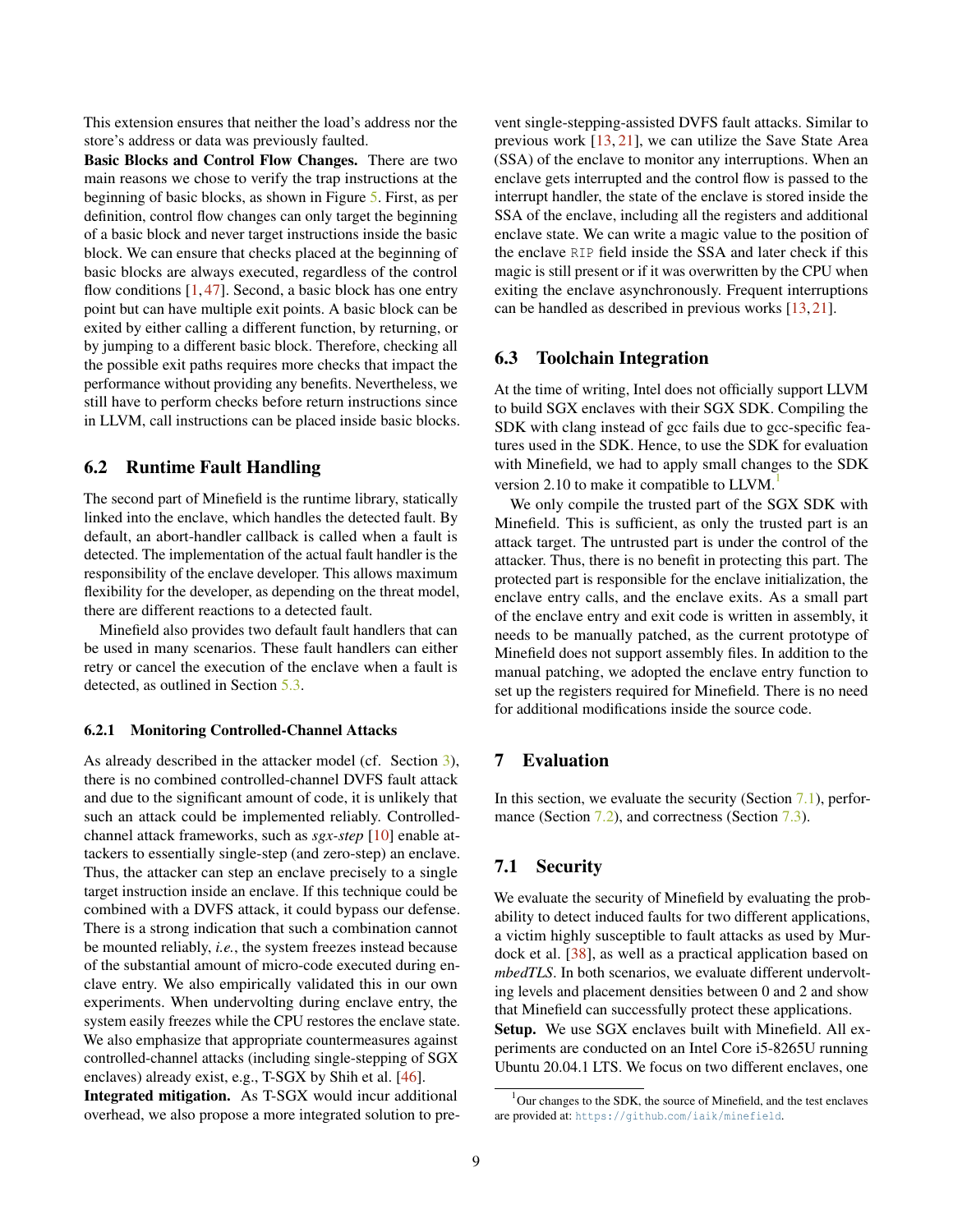This extension ensures that neither the load's address nor the store's address or data was previously faulted.

**Basic Blocks and Control Flow Changes.** There are two main reasons we chose to verify the trap instructions at the beginning of basic blocks, as shown in Figure 5. First, as per definition, control flow changes can only target the beginning of a basic block and never target instructions inside the basic block. We can ensure that checks placed at the beginning of basic blocks are always executed, regardless of the control flow conditions [1, 47]. Second, a basic block has one entry point but can have multiple exit points. A basic block can be exited by either calling a different function, by returning, or by jumping to a different basic block. Therefore, checking all the possible exit paths requires more checks that impact the performance without providing any benefits. Nevertheless, we still have to perform checks before return instructions since in LLVM, call instructions can be placed inside basic blocks.

## 6.2 Runtime Fault Handling

The second part of Minefield is the runtime library, statically linked into the enclave, which handles the detected fault. By default, an abort-handler callback is called when a fault is detected. The implementation of the actual fault handler is the responsibility of the enclave developer. This allows maximum flexibility for the developer, as depending on the threat model, there are different reactions to a detected fault.

Minefield also provides two default fault handlers that can be used in many scenarios. These fault handlers can either retry or cancel the execution of the enclave when a fault is detected, as outlined in Section 5.3.

### 6.2.1 Monitoring Controlled-Channel Attacks

As already described in the attacker model (cf. Section 3), there is no combined controlled-channel DVFS fault attack and due to the significant amount of code, it is unlikely that such an attack could be implemented reliably. Controlled-channel attack frameworks, such as *sgx-step* [10] enable attackers to essentially single-step (and zero-step) an enclave. Thus, the attacker can step an enclave precisely to a single target instruction inside an enclave. If this technique could be combined with a DVFS attack, it could bypass our defense. There is a strong indication that such a combination cannot be mounted reliably, *i.e.*, the system freezes instead because of the substantial amount of micro-code executed during enclave entry. We also empirically validated this in our own experiments. When undervolting during enclave entry, the system easily freezes while the CPU restores the enclave state. We also emphasize that appropriate countermeasures against controlled-channel attacks (including single-stepping of SGX enclaves) already exist, e.g., T-SGX by Shih et al. [46].

**Integrated mitigation.** As T-SGX would incur additional overhead, we also propose a more integrated solution to prevent single-stepping-assisted DVFS fault attacks. Similar to previous work [13, 21], we can utilize the Save State Area (SSA) of the enclave to monitor any interruptions. When an enclave gets interrupted and the control flow is passed to the interrupt handler, the state of the enclave is stored inside the SSA of the enclave, including all the registers and additional enclave state. We can write a magic value to the position of the enclave `RIP` field inside the SSA and later check if this magic is still present or if it was overwritten by the CPU when exiting the enclave asynchronously. Frequent interruptions can be handled as described in previous works [13, 21].

## 6.3 Toolchain Integration

At the time of writing, Intel does not officially support LLVM to build SGX enclaves with their SGX SDK. Compiling the SDK with clang instead of gcc fails due to gcc-specific features used in the SDK. Hence, to use the SDK for evaluation with Minefield, we had to apply small changes to the SDK version 2.10 to make it compatible to LLVM.[1]

We only compile the trusted part of the SGX SDK with Minefield. This is sufficient, as only the trusted part is an attack target. The untrusted part is under the control of the attacker. Thus, there is no benefit in protecting this part. The protected part is responsible for the enclave initialization, the enclave entry calls, and the enclave exits. As a small part of the enclave entry and exit code is written in assembly, it needs to be manually patched, as the current prototype of Minefield does not support assembly files. In addition to the manual patching, we adopted the enclave entry function to set up the registers required for Minefield. There is no need for additional modifications inside the source code.

# 7 Evaluation

In this section, we evaluate the security (Section 7.1), performance (Section 7.2), and correctness (Section 7.3).

## 7.1 Security

We evaluate the security of Minefield by evaluating the probability to detect induced faults for two different applications, a victim highly susceptible to fault attacks as used by Murdock et al. [38], as well as a practical application based on *mbedTLS*. In both scenarios, we evaluate different undervolting levels and placement densities between 0 and 2 and show that Minefield can successfully protect these applications.

**Setup.** We use SGX enclaves built with Minefield. All experiments are conducted on an Intel Core i5-8265U running Ubuntu 20.04.1 LTS. We focus on two different enclaves, one

[1] Our changes to the SDK, the source of Minefield, and the test enclaves are provided at: https://github.com/iaik/minefield.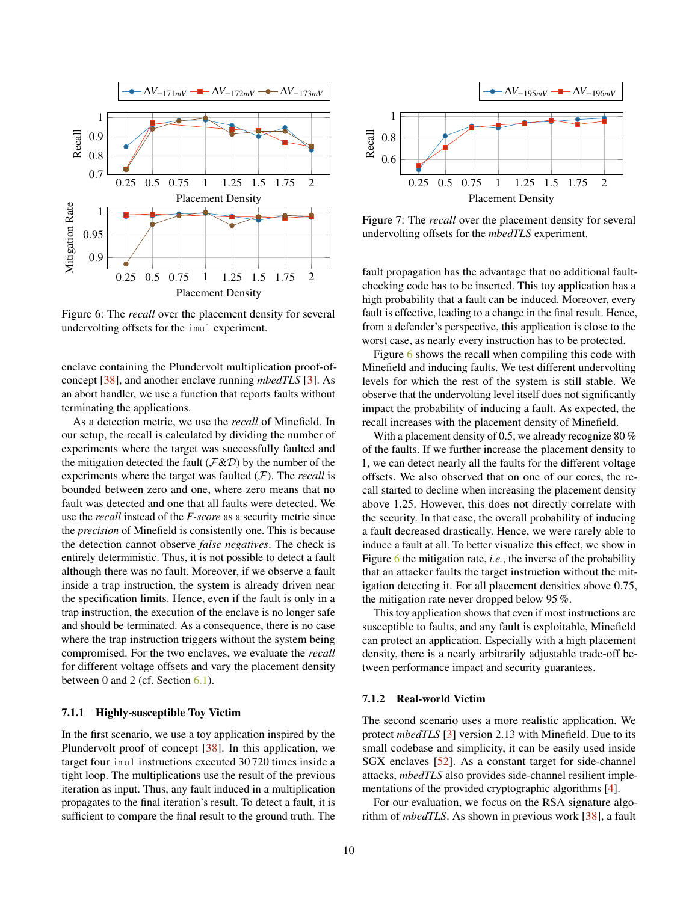Figure 6: The *recall* over the placement density for several undervolting offsets for the `imul` experiment.

Figure 7: The *recall* over the placement density for several undervolting offsets for the *mbedTLS* experiment.

enclave containing the Plundervolt multiplication proof-of-concept [38], and another enclave running *mbedTLS* [3]. As an abort handler, we use a function that reports faults without terminating the applications.

As a detection metric, we use the *recall* of Minefield. In our setup, the recall is calculated by dividing the number of experiments where the target was successfully faulted and the mitigation detected the fault ($\mathcal{F}\&\mathcal{D}$) by the number of the experiments where the target was faulted ($\mathcal{F}$). The *recall* is bounded between zero and one, where zero means that no fault was detected and one that all faults were detected. We use the *recall* instead of the *F-score* as a security metric since the *precision* of Minefield is consistently one. This is because the detection cannot observe *false negatives*. The check is entirely deterministic. Thus, it is not possible to detect a fault although there was no fault. Moreover, if we observe a fault inside a trap instruction, the system is already driven near the specification limits. Hence, even if the fault is only in a trap instruction, the execution of the enclave is no longer safe and should be terminated. As a consequence, there is no case where the trap instruction triggers without the system being compromised. For the two enclaves, we evaluate the *recall* for different voltage offsets and vary the placement density between 0 and 2 (cf. Section 6.1).

### 7.1.1 Highly-susceptible Toy Victim

In the first scenario, we use a toy application inspired by the Plundervolt proof of concept [38]. In this application, we target four `imul` instructions executed 30 720 times inside a tight loop. The multiplications use the result of the previous iteration as input. Thus, any fault induced in a multiplication propagates to the final iteration's result. To detect a fault, it is sufficient to compare the final result to the ground truth. The fault propagation has the advantage that no additional fault-checking code has to be inserted. This toy application has a high probability that a fault can be induced. Moreover, every fault is effective, leading to a change in the final result. Hence, from a defender's perspective, this application is close to the worst case, as nearly every instruction has to be protected.

Figure 6 shows the recall when compiling this code with Minefield and inducing faults. We test different undervolting levels for which the rest of the system is still stable. We observe that the undervolting level itself does not significantly impact the probability of inducing a fault. As expected, the recall increases with the placement density of Minefield.

With a placement density of 0.5, we already recognize 80 % of the faults. If we further increase the placement density to 1, we can detect nearly all the faults for the different voltage offsets. We also observed that on one of our cores, the recall started to decline when increasing the placement density above 1.25. However, this does not directly correlate with the security. In that case, the overall probability of inducing a fault decreased drastically. Hence, we were rarely able to induce a fault at all. To better visualize this effect, we show in Figure 6 the mitigation rate, *i.e.*, the inverse of the probability that an attacker faults the target instruction without the mitigation detecting it. For all placement densities above 0.75, the mitigation rate never dropped below 95 %.

This toy application shows that even if most instructions are susceptible to faults, and any fault is exploitable, Minefield can protect an application. Especially with a high placement density, there is a nearly arbitrarily adjustable trade-off between performance impact and security guarantees.

### 7.1.2 Real-world Victim

The second scenario uses a more realistic application. We protect *mbedTLS* [3] version 2.13 with Minefield. Due to its small codebase and simplicity, it can be easily used inside SGX enclaves [52]. As a constant target for side-channel attacks, *mbedTLS* also provides side-channel resilient implementations of the provided cryptographic algorithms [4].

For our evaluation, we focus on the RSA signature algorithm of *mbedTLS*. As shown in previous work [38], a fault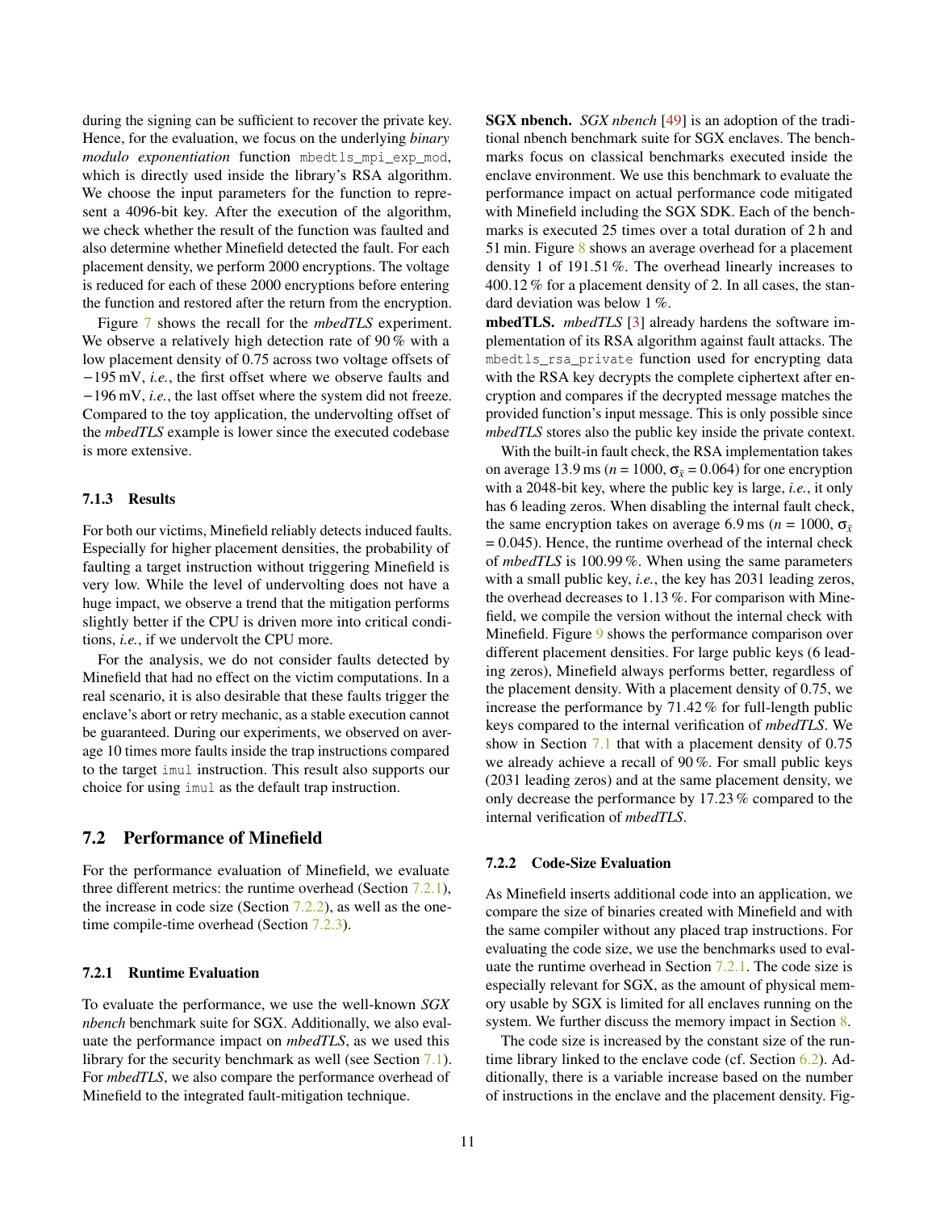during the signing can be sufficient to recover the private key. Hence, for the evaluation, we focus on the underlying *binary modulo exponentiation* function `mbedtls_mpi_exp_mod`, which is directly used inside the library's RSA algorithm. We choose the input parameters for the function to represent a 4096-bit key. After the execution of the algorithm, we check whether the result of the function was faulted and also determine whether Minefield detected the fault. For each placement density, we perform 2000 encryptions. The voltage is reduced for each of these 2000 encryptions before entering the function and restored after the return from the encryption.

Figure 7 shows the recall for the *mbedTLS* experiment. We observe a relatively high detection rate of 90 % with a low placement density of 0.75 across two voltage offsets of −195 mV, *i.e.*, the first offset where we observe faults and −196 mV, *i.e.*, the last offset where the system did not freeze. Compared to the toy application, the undervolting offset of the *mbedTLS* example is lower since the executed codebase is more extensive.

#### 7.1.3 Results

For both our victims, Minefield reliably detects induced faults. Especially for higher placement densities, the probability of faulting a target instruction without triggering Minefield is very low. While the level of undervolting does not have a huge impact, we observe a trend that the mitigation performs slightly better if the CPU is driven more into critical conditions, *i.e.*, if we undervolt the CPU more.

For the analysis, we do not consider faults detected by Minefield that had no effect on the victim computations. In a real scenario, it is also desirable that these faults trigger the enclave's abort or retry mechanic, as a stable execution cannot be guaranteed. During our experiments, we observed on average 10 times more faults inside the trap instructions compared to the target `imul` instruction. This result also supports our choice for using `imul` as the default trap instruction.

### 7.2 Performance of Minefield

For the performance evaluation of Minefield, we evaluate three different metrics: the runtime overhead (Section 7.2.1), the increase in code size (Section 7.2.2), as well as the one-time compile-time overhead (Section 7.2.3).

#### 7.2.1 Runtime Evaluation

To evaluate the performance, we use the well-known *SGX nbench* benchmark suite for SGX. Additionally, we also evaluate the performance impact on *mbedTLS*, as we used this library for the security benchmark as well (see Section 7.1). For *mbedTLS*, we also compare the performance overhead of Minefield to the integrated fault-mitigation technique.

**SGX nbench.** *SGX nbench* [49] is an adoption of the traditional nbench benchmark suite for SGX enclaves. The benchmarks focus on classical benchmarks executed inside the enclave environment. We use this benchmark to evaluate the performance impact on actual performance code mitigated with Minefield including the SGX SDK. Each of the benchmarks is executed 25 times over a total duration of 2 h and 51 min. Figure 8 shows an average overhead for a placement density 1 of 191.51 %. The overhead linearly increases to 400.12 % for a placement density of 2. In all cases, the standard deviation was below 1 %.

**mbedTLS.** *mbedTLS* [3] already hardens the software implementation of its RSA algorithm against fault attacks. The `mbedtls_rsa_private` function used for encrypting data with the RSA key decrypts the complete ciphertext after encryption and compares if the decrypted message matches the provided function's input message. This is only possible since *mbedTLS* stores also the public key inside the private context.

With the built-in fault check, the RSA implementation takes on average 13.9 ms ($n$ = 1000, $\sigma_{\bar{x}}$ = 0.064) for one encryption with a 2048-bit key, where the public key is large, *i.e.*, it only has 6 leading zeros. When disabling the internal fault check, the same encryption takes on average 6.9 ms ($n$ = 1000, $\sigma_{\bar{x}}$ = 0.045). Hence, the runtime overhead of the internal check of *mbedTLS* is 100.99 %. When using the same parameters with a small public key, *i.e.*, the key has 2031 leading zeros, the overhead decreases to 1.13 %. For comparison with Minefield, we compile the version without the internal check with Minefield. Figure 9 shows the performance comparison over different placement densities. For large public keys (6 leading zeros), Minefield always performs better, regardless of the placement density. With a placement density of 0.75, we increase the performance by 71.42 % for full-length public keys compared to the internal verification of *mbedTLS*. We show in Section 7.1 that with a placement density of 0.75 we already achieve a recall of 90 %. For small public keys (2031 leading zeros) and at the same placement density, we only decrease the performance by 17.23 % compared to the internal verification of *mbedTLS*.

#### 7.2.2 Code-Size Evaluation

As Minefield inserts additional code into an application, we compare the size of binaries created with Minefield and with the same compiler without any placed trap instructions. For evaluating the code size, we use the benchmarks used to evaluate the runtime overhead in Section 7.2.1. The code size is especially relevant for SGX, as the amount of physical memory usable by SGX is limited for all enclaves running on the system. We further discuss the memory impact in Section 8.

The code size is increased by the constant size of the runtime library linked to the enclave code (cf. Section 6.2). Additionally, there is a variable increase based on the number of instructions in the enclave and the placement density. Fig-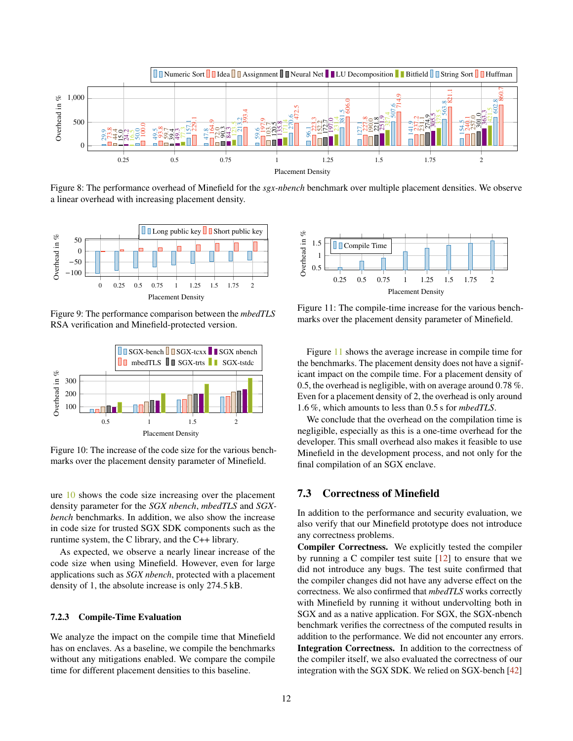Figure 8: The performance overhead of Minefield for the *sgx-nbench* benchmark over multiple placement densities. We observe a linear overhead with increasing placement density.

Figure 9: The performance comparison between the *mbedTLS* RSA verification and Minefield-protected version.

Figure 10: The increase of the code size for the various benchmarks over the placement density parameter of Minefield.

ure 10 shows the code size increasing over the placement density parameter for the *SGX nbench*, *mbedTLS* and *SGX-bench* benchmarks. In addition, we also show the increase in code size for trusted SGX SDK components such as the runtime system, the C library, and the C++ library.

As expected, we observe a nearly linear increase of the code size when using Minefield. However, even for large applications such as *SGX nbench*, protected with a placement density of 1, the absolute increase is only 274.5 kB.

#### 7.2.3 Compile-Time Evaluation

We analyze the impact on the compile time that Minefield has on enclaves. As a baseline, we compile the benchmarks without any mitigations enabled. We compare the compile time for different placement densities to this baseline.

Figure 11: The compile-time increase for the various benchmarks over the placement density parameter of Minefield.

Figure 11 shows the average increase in compile time for the benchmarks. The placement density does not have a significant impact on the compile time. For a placement density of 0.5, the overhead is negligible, with on average around 0.78 %. Even for a placement density of 2, the overhead is only around 1.6 %, which amounts to less than 0.5 s for *mbedTLS*.

We conclude that the overhead on the compilation time is negligible, especially as this is a one-time overhead for the developer. This small overhead also makes it feasible to use Minefield in the development process, and not only for the final compilation of an SGX enclave.

### 7.3 Correctness of Minefield

In addition to the performance and security evaluation, we also verify that our Minefield prototype does not introduce any correctness problems.

**Compiler Correctness.** We explicitly tested the compiler by running a C compiler test suite [12] to ensure that we did not introduce any bugs. The test suite confirmed that the compiler changes did not have any adverse effect on the correctness. We also confirmed that *mbedTLS* works correctly with Minefield by running it without undervolting both in SGX and as a native application. For SGX, the SGX-nbench benchmark verifies the correctness of the computed results in addition to the performance. We did not encounter any errors.

**Integration Correctness.** In addition to the correctness of the compiler itself, we also evaluated the correctness of our integration with the SGX SDK. We relied on SGX-bench [42]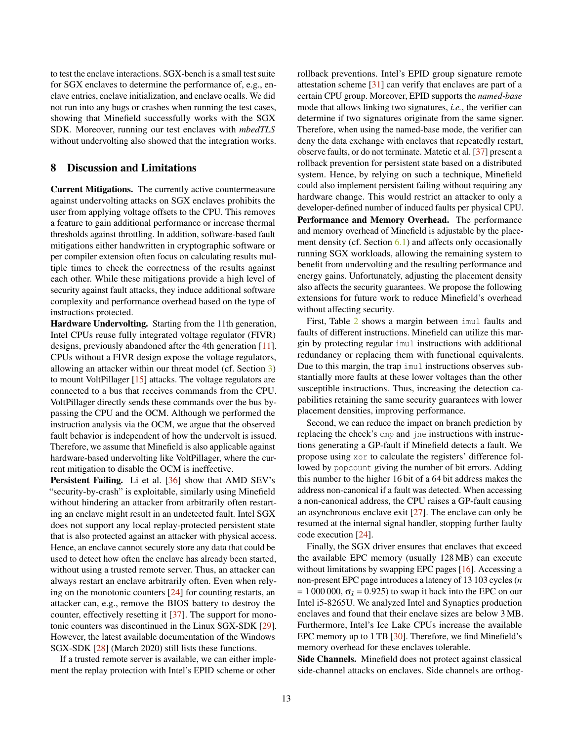to test the enclave interactions. SGX-bench is a small test suite for SGX enclaves to determine the performance of, e.g., enclave entries, enclave initialization, and enclave ocalls. We did not run into any bugs or crashes when running the test cases, showing that Minefield successfully works with the SGX SDK. Moreover, running our test enclaves with *mbedTLS* without undervolting also showed that the integration works.

## 8 Discussion and Limitations

**Current Mitigations.** The currently active countermeasure against undervolting attacks on SGX enclaves prohibits the user from applying voltage offsets to the CPU. This removes a feature to gain additional performance or increase thermal thresholds against throttling. In addition, software-based fault mitigations either handwritten in cryptographic software or per compiler extension often focus on calculating results multiple times to check the correctness of the results against each other. While these mitigations provide a high level of security against fault attacks, they induce additional software complexity and performance overhead based on the type of instructions protected.

**Hardware Undervolting.** Starting from the 11th generation, Intel CPUs reuse fully integrated voltage regulator (FIVR) designs, previously abandoned after the 4th generation [11]. CPUs without a FIVR design expose the voltage regulators, allowing an attacker within our threat model (cf. Section 3) to mount VoltPillager [15] attacks. The voltage regulators are connected to a bus that receives commands from the CPU. VoltPillager directly sends these commands over the bus bypassing the CPU and the OCM. Although we performed the instruction analysis via the OCM, we argue that the observed fault behavior is independent of how the undervolt is issued. Therefore, we assume that Minefield is also applicable against hardware-based undervolting like VoltPillager, where the current mitigation to disable the OCM is ineffective.

**Persistent Failing.** Li et al. [36] show that AMD SEV's "security-by-crash" is exploitable, similarly using Minefield without hindering an attacker from arbitrarily often restarting an enclave might result in an undetected fault. Intel SGX does not support any local replay-protected persistent state that is also protected against an attacker with physical access. Hence, an enclave cannot securely store any data that could be used to detect how often the enclave has already been started, without using a trusted remote server. Thus, an attacker can always restart an enclave arbitrarily often. Even when relying on the monotonic counters [24] for counting restarts, an attacker can, e.g., remove the BIOS battery to destroy the counter, effectively resetting it [37]. The support for monotonic counters was discontinued in the Linux SGX-SDK [29]. However, the latest available documentation of the Windows SGX-SDK [28] (March 2020) still lists these functions.

If a trusted remote server is available, we can either implement the replay protection with Intel's EPID scheme or other rollback preventions. Intel's EPID group signature remote attestation scheme [31] can verify that enclaves are part of a certain CPU group. Moreover, EPID supports the *named-base* mode that allows linking two signatures, *i.e.*, the verifier can determine if two signatures originate from the same signer. Therefore, when using the named-base mode, the verifier can deny the data exchange with enclaves that repeatedly restart, observe faults, or do not terminate. Matetic et al. [37] present a rollback prevention for persistent state based on a distributed system. Hence, by relying on such a technique, Minefield could also implement persistent failing without requiring any hardware change. This would restrict an attacker to only a developer-defined number of induced faults per physical CPU.

**Performance and Memory Overhead.** The performance and memory overhead of Minefield is adjustable by the placement density (cf. Section 6.1) and affects only occasionally running SGX workloads, allowing the remaining system to benefit from undervolting and the resulting performance and energy gains. Unfortunately, adjusting the placement density also affects the security guarantees. We propose the following extensions for future work to reduce Minefield's overhead without affecting security.

First, Table 2 shows a margin between `imul` faults and faults of different instructions. Minefield can utilize this margin by protecting regular `imul` instructions with additional redundancy or replacing them with functional equivalents. Due to this margin, the trap `imul` instructions observes substantially more faults at these lower voltages than the other susceptible instructions. Thus, increasing the detection capabilities retaining the same security guarantees with lower placement densities, improving performance.

Second, we can reduce the impact on branch prediction by replacing the check's `cmp` and `jne` instructions with instructions generating a GP-fault if Minefield detects a fault. We propose using `xor` to calculate the registers' difference followed by `popcount` giving the number of bit errors. Adding this number to the higher 16 bit of a 64 bit address makes the address non-canonical if a fault was detected. When accessing a non-canonical address, the CPU raises a GP-fault causing an asynchronous enclave exit [27]. The enclave can only be resumed at the internal signal handler, stopping further faulty code execution [24].

Finally, the SGX driver ensures that enclaves that exceed the available EPC memory (usually 128 MB) can execute without limitations by swapping EPC pages [16]. Accessing a non-present EPC page introduces a latency of 13 103 cycles ($n$ = 1 000 000, $\sigma_{\bar{x}}$ = 0.925) to swap it back into the EPC on our Intel i5-8265U. We analyzed Intel and Synaptics production enclaves and found that their enclave sizes are below 3 MB. Furthermore, Intel's Ice Lake CPUs increase the available EPC memory up to 1 TB [30]. Therefore, we find Minefield's memory overhead for these enclaves tolerable.

**Side Channels.** Minefield does not protect against classical side-channel attacks on enclaves. Side channels are orthog-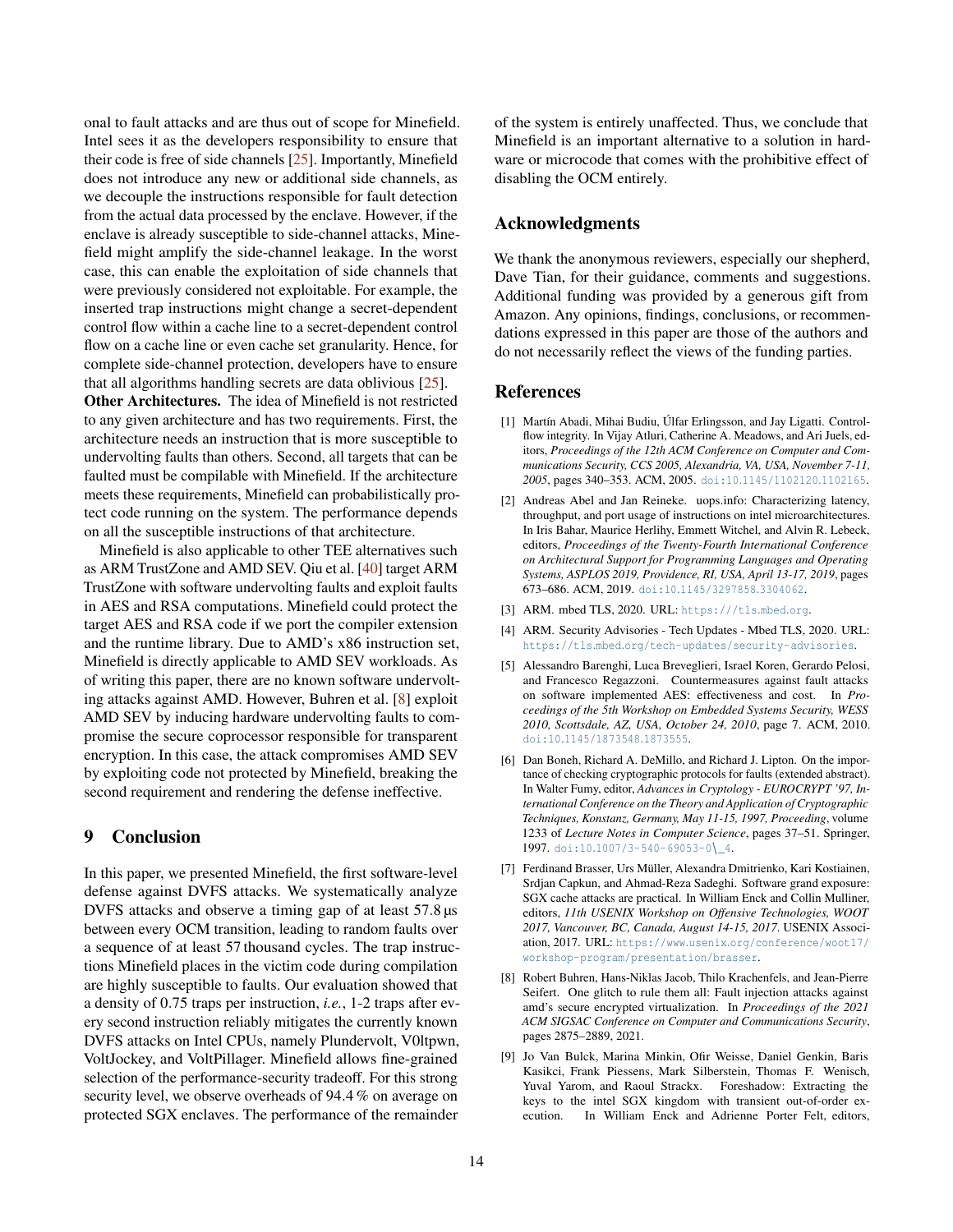onal to fault attacks and are thus out of scope for Minefield. Intel sees it as the developers responsibility to ensure that their code is free of side channels [25]. Importantly, Minefield does not introduce any new or additional side channels, as we decouple the instructions responsible for fault detection from the actual data processed by the enclave. However, if the enclave is already susceptible to side-channel attacks, Minefield might amplify the side-channel leakage. In the worst case, this can enable the exploitation of side channels that were previously considered not exploitable. For example, the inserted trap instructions might change a secret-dependent control flow within a cache line to a secret-dependent control flow on a cache line or even cache set granularity. Hence, for complete side-channel protection, developers have to ensure that all algorithms handling secrets are data oblivious [25].

**Other Architectures.** The idea of Minefield is not restricted to any given architecture and has two requirements. First, the architecture needs an instruction that is more susceptible to undervolting faults than others. Second, all targets that can be faulted must be compilable with Minefield. If the architecture meets these requirements, Minefield can probabilistically protect code running on the system. The performance depends on all the susceptible instructions of that architecture.

Minefield is also applicable to other TEE alternatives such as ARM TrustZone and AMD SEV. Qiu et al. [40] target ARM TrustZone with software undervolting faults and exploit faults in AES and RSA computations. Minefield could protect the target AES and RSA code if we port the compiler extension and the runtime library. Due to AMD's x86 instruction set, Minefield is directly applicable to AMD SEV workloads. As of writing this paper, there are no known software undervolting attacks against AMD. However, Buhren et al. [8] exploit AMD SEV by inducing hardware undervolting faults to compromise the secure coprocessor responsible for transparent encryption. In this case, the attack compromises AMD SEV by exploiting code not protected by Minefield, breaking the second requirement and rendering the defense ineffective.

## 9 Conclusion

In this paper, we presented Minefield, the first software-level defense against DVFS attacks. We systematically analyze DVFS attacks and observe a timing gap of at least 57.8 µs between every OCM transition, leading to random faults over a sequence of at least 57 thousand cycles. The trap instructions Minefield places in the victim code during compilation are highly susceptible to faults. Our evaluation showed that a density of 0.75 traps per instruction, *i.e.*, 1-2 traps after every second instruction reliably mitigates the currently known DVFS attacks on Intel CPUs, namely Plundervolt, V0ltpwn, VoltJockey, and VoltPillager. Minefield allows fine-grained selection of the performance-security tradeoff. For this strong security level, we observe overheads of 94.4 % on average on protected SGX enclaves. The performance of the remainder of the system is entirely unaffected. Thus, we conclude that Minefield is an important alternative to a solution in hardware or microcode that comes with the prohibitive effect of disabling the OCM entirely.

## Acknowledgments

We thank the anonymous reviewers, especially our shepherd, Dave Tian, for their guidance, comments and suggestions. Additional funding was provided by a generous gift from Amazon. Any opinions, findings, conclusions, or recommendations expressed in this paper are those of the authors and do not necessarily reflect the views of the funding parties.

## References

[1] Martín Abadi, Mihai Budiu, Úlfar Erlingsson, and Jay Ligatti. Control-flow integrity. In Vijay Atluri, Catherine A. Meadows, and Ari Juels, editors, *Proceedings of the 12th ACM Conference on Computer and Communications Security, CCS 2005, Alexandria, VA, USA, November 7-11, 2005*, pages 340–353. ACM, 2005. doi:10.1145/1102120.1102165.

[2] Andreas Abel and Jan Reineke. uops.info: Characterizing latency, throughput, and port usage of instructions on intel microarchitectures. In Iris Bahar, Maurice Herlihy, Emmett Witchel, and Alvin R. Lebeck, editors, *Proceedings of the Twenty-Fourth International Conference on Architectural Support for Programming Languages and Operating Systems, ASPLOS 2019, Providence, RI, USA, April 13-17, 2019*, pages 673–686. ACM, 2019. doi:10.1145/3297858.3304062.

[3] ARM. mbed TLS, 2020. URL: https:///tls.mbed.org.

[4] ARM. Security Advisories - Tech Updates - Mbed TLS, 2020. URL: https://tls.mbed.org/tech-updates/security-advisories.

[5] Alessandro Barenghi, Luca Breveglieri, Israel Koren, Gerardo Pelosi, and Francesco Regazzoni. Countermeasures against fault attacks on software implemented AES: effectiveness and cost. In *Proceedings of the 5th Workshop on Embedded Systems Security, WESS 2010, Scottsdale, AZ, USA, October 24, 2010*, page 7. ACM, 2010. doi:10.1145/1873548.1873555.

[6] Dan Boneh, Richard A. DeMillo, and Richard J. Lipton. On the importance of checking cryptographic protocols for faults (extended abstract). In Walter Fumy, editor, *Advances in Cryptology - EUROCRYPT '97, International Conference on the Theory and Application of Cryptographic Techniques, Konstanz, Germany, May 11-15, 1997, Proceeding*, volume 1233 of *Lecture Notes in Computer Science*, pages 37–51. Springer, 1997. doi:10.1007/3-540-69053-0\_4.

[7] Ferdinand Brasser, Urs Müller, Alexandra Dmitrienko, Kari Kostiainen, Srdjan Capkun, and Ahmad-Reza Sadeghi. Software grand exposure: SGX cache attacks are practical. In William Enck and Collin Mulliner, editors, *11th USENIX Workshop on Offensive Technologies, WOOT 2017, Vancouver, BC, Canada, August 14-15, 2017*. USENIX Association, 2017. URL: https://www.usenix.org/conference/woot17/workshop-program/presentation/brasser.

[8] Robert Buhren, Hans-Niklas Jacob, Thilo Krachenfels, and Jean-Pierre Seifert. One glitch to rule them all: Fault injection attacks against amd's secure encrypted virtualization. In *Proceedings of the 2021 ACM SIGSAC Conference on Computer and Communications Security*, pages 2875–2889, 2021.

[9] Jo Van Bulck, Marina Minkin, Ofir Weisse, Daniel Genkin, Baris Kasikci, Frank Piessens, Mark Silberstein, Thomas F. Wenisch, Yuval Yarom, and Raoul Strackx. Foreshadow: Extracting the keys to the intel SGX kingdom with transient out-of-order execution. In William Enck and Adrienne Porter Felt, editors,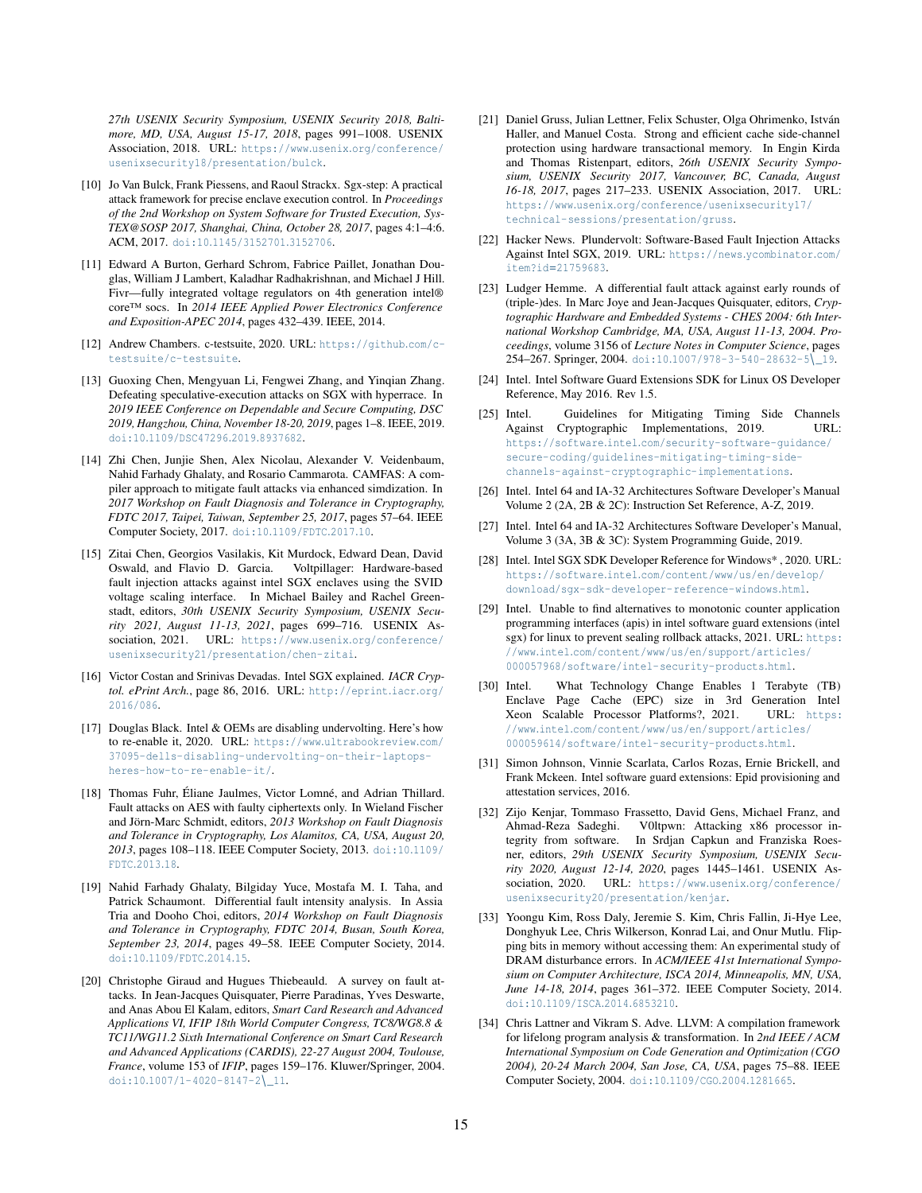*27th USENIX Security Symposium, USENIX Security 2018, Baltimore, MD, USA, August 15-17, 2018*, pages 991–1008. USENIX Association, 2018. URL: https://www.usenix.org/conference/usenixsecurity18/presentation/bulck.

[10] Jo Van Bulck, Frank Piessens, and Raoul Strackx. Sgx-step: A practical attack framework for precise enclave execution control. In *Proceedings of the 2nd Workshop on System Software for Trusted Execution, SysTEX@SOSP 2017, Shanghai, China, October 28, 2017*, pages 4:1–4:6. ACM, 2017. doi:10.1145/3152701.3152706.

[11] Edward A Burton, Gerhard Schrom, Fabrice Paillet, Jonathan Douglas, William J Lambert, Kaladhar Radhakrishnan, and Michael J Hill. Fivr—fully integrated voltage regulators on 4th generation intel® core™ socs. In *2014 IEEE Applied Power Electronics Conference and Exposition-APEC 2014*, pages 432–439. IEEE, 2014.

[12] Andrew Chambers. c-testsuite, 2020. URL: https://github.com/c-testsuite/c-testsuite.

[13] Guoxing Chen, Mengyuan Li, Fengwei Zhang, and Yinqian Zhang. Defeating speculative-execution attacks on SGX with hyperrace. In *2019 IEEE Conference on Dependable and Secure Computing, DSC 2019, Hangzhou, China, November 18-20, 2019*, pages 1–8. IEEE, 2019. doi:10.1109/DSC47296.2019.8937682.

[14] Zhi Chen, Junjie Shen, Alex Nicolau, Alexander V. Veidenbaum, Nahid Farhady Ghalaty, and Rosario Cammarota. CAMFAS: A compiler approach to mitigate fault attacks via enhanced simdization. In *2017 Workshop on Fault Diagnosis and Tolerance in Cryptography, FDTC 2017, Taipei, Taiwan, September 25, 2017*, pages 57–64. IEEE Computer Society, 2017. doi:10.1109/FDTC.2017.10.

[15] Zitai Chen, Georgios Vasilakis, Kit Murdock, Edward Dean, David Oswald, and Flavio D. Garcia. Voltpillager: Hardware-based fault injection attacks against intel SGX enclaves using the SVID voltage scaling interface. In Michael Bailey and Rachel Greenstadt, editors, *30th USENIX Security Symposium, USENIX Security 2021, August 11-13, 2021*, pages 699–716. USENIX Association, 2021. URL: https://www.usenix.org/conference/usenixsecurity21/presentation/chen-zitai.

[16] Victor Costan and Srinivas Devadas. Intel SGX explained. *IACR Cryptol. ePrint Arch.*, page 86, 2016. URL: http://eprint.iacr.org/2016/086.

[17] Douglas Black. Intel & OEMs are disabling undervolting. Here's how to re-enable it, 2020. URL: https://www.ultrabookreview.com/37095-dells-disabling-undervolting-on-their-laptops-heres-how-to-re-enable-it/.

[18] Thomas Fuhr, Éliane Jaulmes, Victor Lomné, and Adrian Thillard. Fault attacks on AES with faulty ciphertexts only. In Wieland Fischer and Jörn-Marc Schmidt, editors, *2013 Workshop on Fault Diagnosis and Tolerance in Cryptography, Los Alamitos, CA, USA, August 20, 2013*, pages 108–118. IEEE Computer Society, 2013. doi:10.1109/FDTC.2013.18.

[19] Nahid Farhady Ghalaty, Bilgiday Yuce, Mostafa M. I. Taha, and Patrick Schaumont. Differential fault intensity analysis. In Assia Tria and Dooho Choi, editors, *2014 Workshop on Fault Diagnosis and Tolerance in Cryptography, FDTC 2014, Busan, South Korea, September 23, 2014*, pages 49–58. IEEE Computer Society, 2014. doi:10.1109/FDTC.2014.15.

[20] Christophe Giraud and Hugues Thiebeauld. A survey on fault attacks. In Jean-Jacques Quisquater, Pierre Paradinas, Yves Deswarte, and Anas Abou El Kalam, editors, *Smart Card Research and Advanced Applications VI, IFIP 18th World Computer Congress, TC8/WG8.8 & TC11/WG11.2 Sixth International Conference on Smart Card Research and Advanced Applications (CARDIS), 22-27 August 2004, Toulouse, France*, volume 153 of *IFIP*, pages 159–176. Kluwer/Springer, 2004. doi:10.1007/1-4020-8147-2\_11.

[21] Daniel Gruss, Julian Lettner, Felix Schuster, Olga Ohrimenko, István Haller, and Manuel Costa. Strong and efficient cache side-channel protection using hardware transactional memory. In Engin Kirda and Thomas Ristenpart, editors, *26th USENIX Security Symposium, USENIX Security 2017, Vancouver, BC, Canada, August 16-18, 2017*, pages 217–233. USENIX Association, 2017. URL: https://www.usenix.org/conference/usenixsecurity17/technical-sessions/presentation/gruss.

[22] Hacker News. Plundervolt: Software-Based Fault Injection Attacks Against Intel SGX, 2019. URL: https://news.ycombinator.com/item?id=21759683.

[23] Ludger Hemme. A differential fault attack against early rounds of (triple-)des. In Marc Joye and Jean-Jacques Quisquater, editors, *Cryptographic Hardware and Embedded Systems - CHES 2004: 6th International Workshop Cambridge, MA, USA, August 11-13, 2004. Proceedings*, volume 3156 of *Lecture Notes in Computer Science*, pages 254–267. Springer, 2004. doi:10.1007/978-3-540-28632-5\_19.

[24] Intel. Intel Software Guard Extensions SDK for Linux OS Developer Reference, May 2016. Rev 1.5.

[25] Intel. Guidelines for Mitigating Timing Side Channels Against Cryptographic Implementations, 2019. URL: https://software.intel.com/security-software-guidance/secure-coding/guidelines-mitigating-timing-side-channels-against-cryptographic-implementations.

[26] Intel. Intel 64 and IA-32 Architectures Software Developer's Manual Volume 2 (2A, 2B & 2C): Instruction Set Reference, A-Z, 2019.

[27] Intel. Intel 64 and IA-32 Architectures Software Developer's Manual, Volume 3 (3A, 3B & 3C): System Programming Guide, 2019.

[28] Intel. Intel SGX SDK Developer Reference for Windows* , 2020. URL: https://software.intel.com/content/www/us/en/develop/download/sgx-sdk-developer-reference-windows.html.

[29] Intel. Unable to find alternatives to monotonic counter application programming interfaces (apis) in intel software guard extensions (intel sgx) for linux to prevent sealing rollback attacks, 2021. URL: https://www.intel.com/content/www/us/en/support/articles/000057968/software/intel-security-products.html.

[30] Intel. What Technology Change Enables 1 Terabyte (TB) Enclave Page Cache (EPC) size in 3rd Generation Intel Xeon Scalable Processor Platforms?, 2021. URL: https://www.intel.com/content/www/us/en/support/articles/000059614/software/intel-security-products.html.

[31] Simon Johnson, Vinnie Scarlata, Carlos Rozas, Ernie Brickell, and Frank Mckeen. Intel software guard extensions: Epid provisioning and attestation services, 2016.

[32] Zijo Kenjar, Tommaso Frassetto, David Gens, Michael Franz, and Ahmad-Reza Sadeghi. V0ltpwn: Attacking x86 processor integrity from software. In Srdjan Capkun and Franziska Roesner, editors, *29th USENIX Security Symposium, USENIX Security 2020, August 12-14, 2020*, pages 1445–1461. USENIX Association, 2020. URL: https://www.usenix.org/conference/usenixsecurity20/presentation/kenjar.

[33] Yoongu Kim, Ross Daly, Jeremie S. Kim, Chris Fallin, Ji-Hye Lee, Donghyuk Lee, Chris Wilkerson, Konrad Lai, and Onur Mutlu. Flipping bits in memory without accessing them: An experimental study of DRAM disturbance errors. In *ACM/IEEE 41st International Symposium on Computer Architecture, ISCA 2014, Minneapolis, MN, USA, June 14-18, 2014*, pages 361–372. IEEE Computer Society, 2014. doi:10.1109/ISCA.2014.6853210.

[34] Chris Lattner and Vikram S. Adve. LLVM: A compilation framework for lifelong program analysis & transformation. In *2nd IEEE / ACM International Symposium on Code Generation and Optimization (CGO 2004), 20-24 March 2004, San Jose, CA, USA*, pages 75–88. IEEE Computer Society, 2004. doi:10.1109/CGO.2004.1281665.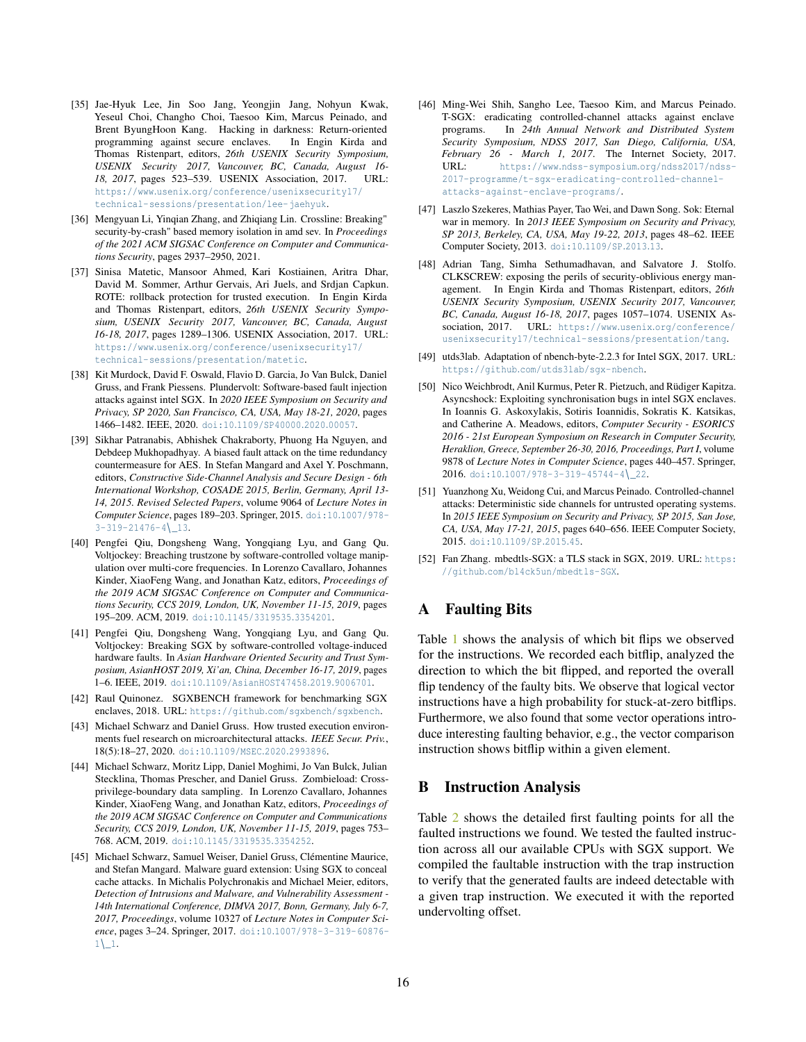[35] Jae-Hyuk Lee, Jin Soo Jang, Yeongjin Jang, Nohyun Kwak, Yeseul Choi, Changho Choi, Taesoo Kim, Marcus Peinado, and Brent ByungHoon Kang. Hacking in darkness: Return-oriented programming against secure enclaves. In Engin Kirda and Thomas Ristenpart, editors, *26th USENIX Security Symposium, USENIX Security 2017, Vancouver, BC, Canada, August 16-18, 2017*, pages 523–539. USENIX Association, 2017. URL: https://www.usenix.org/conference/usenixsecurity17/technical-sessions/presentation/lee-jaehyuk.

[36] Mengyuan Li, Yinqian Zhang, and Zhiqiang Lin. Crossline: Breaking" security-by-crash" based memory isolation in amd sev. In *Proceedings of the 2021 ACM SIGSAC Conference on Computer and Communications Security*, pages 2937–2950, 2021.

[37] Sinisa Matetic, Mansoor Ahmed, Kari Kostiainen, Aritra Dhar, David M. Sommer, Arthur Gervais, Ari Juels, and Srdjan Capkun. ROTE: rollback protection for trusted execution. In Engin Kirda and Thomas Ristenpart, editors, *26th USENIX Security Symposium, USENIX Security 2017, Vancouver, BC, Canada, August 16-18, 2017*, pages 1289–1306. USENIX Association, 2017. URL: https://www.usenix.org/conference/usenixsecurity17/technical-sessions/presentation/matetic.

[38] Kit Murdock, David F. Oswald, Flavio D. Garcia, Jo Van Bulck, Daniel Gruss, and Frank Piessens. Plundervolt: Software-based fault injection attacks against intel SGX. In *2020 IEEE Symposium on Security and Privacy, SP 2020, San Francisco, CA, USA, May 18-21, 2020*, pages 1466–1482. IEEE, 2020. doi:10.1109/SP40000.2020.00057.

[39] Sikhar Patranabis, Abhishek Chakraborty, Phuong Ha Nguyen, and Debdeep Mukhopadhyay. A biased fault attack on the time redundancy countermeasure for AES. In Stefan Mangard and Axel Y. Poschmann, editors, *Constructive Side-Channel Analysis and Secure Design - 6th International Workshop, COSADE 2015, Berlin, Germany, April 13-14, 2015. Revised Selected Papers*, volume 9064 of *Lecture Notes in Computer Science*, pages 189–203. Springer, 2015. doi:10.1007/978-3-319-21476-4\_13.

[40] Pengfei Qiu, Dongsheng Wang, Yongqiang Lyu, and Gang Qu. Voltjockey: Breaching trustzone by software-controlled voltage manipulation over multi-core frequencies. In Lorenzo Cavallaro, Johannes Kinder, XiaoFeng Wang, and Jonathan Katz, editors, *Proceedings of the 2019 ACM SIGSAC Conference on Computer and Communications Security, CCS 2019, London, UK, November 11-15, 2019*, pages 195–209. ACM, 2019. doi:10.1145/3319535.3354201.

[41] Pengfei Qiu, Dongsheng Wang, Yongqiang Lyu, and Gang Qu. Voltjockey: Breaking SGX by software-controlled voltage-induced hardware faults. In *Asian Hardware Oriented Security and Trust Symposium, AsianHOST 2019, Xi'an, China, December 16-17, 2019*, pages 1–6. IEEE, 2019. doi:10.1109/AsianHOST47458.2019.9006701.

[42] Raul Quinonez. SGXBENCH framework for benchmarking SGX enclaves, 2018. URL: https://github.com/sgxbench/sgxbench.

[43] Michael Schwarz and Daniel Gruss. How trusted execution environments fuel research on microarchitectural attacks. *IEEE Secur. Priv.*, 18(5):18–27, 2020. doi:10.1109/MSEC.2020.2993896.

[44] Michael Schwarz, Moritz Lipp, Daniel Moghimi, Jo Van Bulck, Julian Stecklina, Thomas Prescher, and Daniel Gruss. Zombieload: Cross-privilege-boundary data sampling. In Lorenzo Cavallaro, Johannes Kinder, XiaoFeng Wang, and Jonathan Katz, editors, *Proceedings of the 2019 ACM SIGSAC Conference on Computer and Communications Security, CCS 2019, London, UK, November 11-15, 2019*, pages 753–768. ACM, 2019. doi:10.1145/3319535.3354252.

[45] Michael Schwarz, Samuel Weiser, Daniel Gruss, Clémentine Maurice, and Stefan Mangard. Malware guard extension: Using SGX to conceal cache attacks. In Michalis Polychronakis and Michael Meier, editors, *Detection of Intrusions and Malware, and Vulnerability Assessment - 14th International Conference, DIMVA 2017, Bonn, Germany, July 6-7, 2017, Proceedings*, volume 10327 of *Lecture Notes in Computer Science*, pages 3–24. Springer, 2017. doi:10.1007/978-3-319-60876-1\_1.

[46] Ming-Wei Shih, Sangho Lee, Taesoo Kim, and Marcus Peinado. T-SGX: eradicating controlled-channel attacks against enclave programs. In *24th Annual Network and Distributed System Security Symposium, NDSS 2017, San Diego, California, USA, February 26 - March 1, 2017*. The Internet Society, 2017. URL: https://www.ndss-symposium.org/ndss2017/ndss-2017-programme/t-sgx-eradicating-controlled-channel-attacks-against-enclave-programs/.

[47] Laszlo Szekeres, Mathias Payer, Tao Wei, and Dawn Song. Sok: Eternal war in memory. In *2013 IEEE Symposium on Security and Privacy, SP 2013, Berkeley, CA, USA, May 19-22, 2013*, pages 48–62. IEEE Computer Society, 2013. doi:10.1109/SP.2013.13.

[48] Adrian Tang, Simha Sethumadhavan, and Salvatore J. Stolfo. CLKSCREW: exposing the perils of security-oblivious energy management. In Engin Kirda and Thomas Ristenpart, editors, *26th USENIX Security Symposium, USENIX Security 2017, Vancouver, BC, Canada, August 16-18, 2017*, pages 1057–1074. USENIX Association, 2017. URL: https://www.usenix.org/conference/usenixsecurity17/technical-sessions/presentation/tang.

[49] utds3lab. Adaptation of nbench-byte-2.2.3 for Intel SGX, 2017. URL: https://github.com/utds3lab/sgx-nbench.

[50] Nico Weichbrodt, Anil Kurmus, Peter R. Pietzuch, and Rüdiger Kapitza. Asyncshock: Exploiting synchronisation bugs in intel SGX enclaves. In Ioannis G. Askoxylakis, Sotiris Ioannidis, Sokratis K. Katsikas, and Catherine A. Meadows, editors, *Computer Security - ESORICS 2016 - 21st European Symposium on Research in Computer Security, Heraklion, Greece, September 26-30, 2016, Proceedings, Part I*, volume 9878 of *Lecture Notes in Computer Science*, pages 440–457. Springer, 2016. doi:10.1007/978-3-319-45744-4\_22.

[51] Yuanzhong Xu, Weidong Cui, and Marcus Peinado. Controlled-channel attacks: Deterministic side channels for untrusted operating systems. In *2015 IEEE Symposium on Security and Privacy, SP 2015, San Jose, CA, USA, May 17-21, 2015*, pages 640–656. IEEE Computer Society, 2015. doi:10.1109/SP.2015.45.

[52] Fan Zhang. mbedtls-SGX: a TLS stack in SGX, 2019. URL: https://github.com/bl4ck5un/mbedtls-SGX.

# A Faulting Bits

Table 1 shows the analysis of which bit flips we observed for the instructions. We recorded each bitflip, analyzed the direction to which the bit flipped, and reported the overall flip tendency of the faulty bits. We observe that logical vector instructions have a high probability for stuck-at-zero bitflips. Furthermore, we also found that some vector operations introduce interesting faulting behavior, e.g., the vector comparison instruction shows bitflip within a given element.

# B Instruction Analysis

Table 2 shows the detailed first faulting points for all the faulted instructions we found. We tested the faulted instruction across all our available CPUs with SGX support. We compiled the faultable instruction with the trap instruction to verify that the generated faults are indeed detectable with a given trap instruction. We executed it with the reported undervolting offset.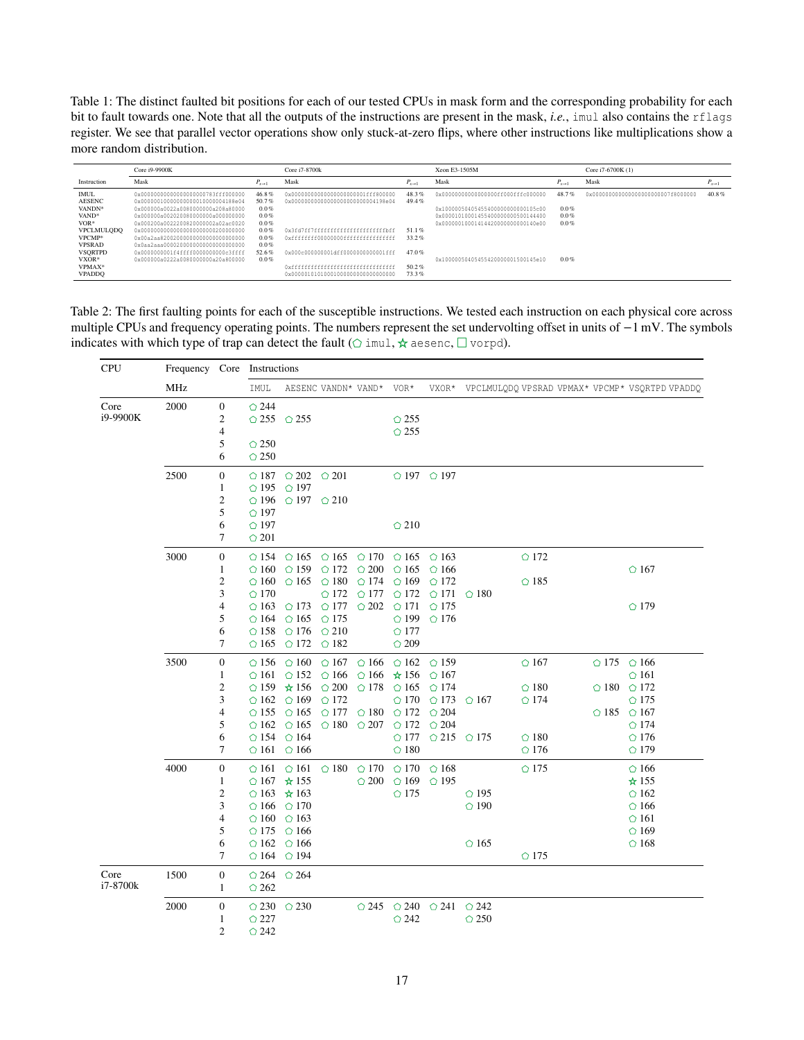Table 1: The distinct faulted bit positions for each of our tested CPUs in mask form and the corresponding probability for each bit to fault towards one. Note that all the outputs of the instructions are present in the mask, *i.e.*, `imul` also contains the `rflags` register. We see that parallel vector operations show only stuck-at-zero flips, where other instructions like multiplications show a more random distribution.

| | Core i9-9900K | | Core i7-8700k | | Xeon E3-1505M | | Core i7-6700K (1) | |
|---|---|---|---|---|---|---|---|---|
| Instruction | Mask | $P_{s\to 1}$ | Mask | $P_{s\to 1}$ | Mask | $P_{s\to 1}$ | Mask | $P_{s\to 1}$ |
| IMUL | `0x00000000000000000783fff000000` | 46.8 % | `0x0000000000000000000001fff800000` | 48.3 % | `0x00000000000000000ff000fffc000000` | 48.7 % | `0x000000000000000000000007f8000000` | 40.8 % |
| AESENC | `0x000000100000000000010000004188e04` | 50.7 % | `0x0000000000000000000000004198e04` | 49.4 % | | | | |
| VANDN* | `0x000000a0022a0080000000a208a80000` | 0.0 % | | | `0x100000504054554000000000105c00` | 0.0 % | | |
| VAND* | `0x000000a002020080000000a000000000` | 0.0 % | | | `0x000010100014554000000000500144400` | 0.0 % | | |
| VOR* | `0x000200a002220082000000a02ac0020` | 0.0 % | | | `0x000000100014144200000000140e00` | 0.0 % | | |
| VPCLMULQDQ | `0x0000000000000000000000200000000` | 0.0 % | `0x3fd7ff7ffffffffffffffffffffbff` | 51.1 % | | | | |
| VPCMP* | `0x00a2aa8200200000000000000000000` | 0.0 % | `0xffffffff00000000ffffffffffffffff` | 33.2 % | | | | |
| VPSRAD | `0x0aa2aaa0000200000000000000000000` | 0.0 % | | | | | | |
| VSQRTPD | `0x0000000001f4ffff0000000000e3ffff` | 52.6 % | `0x000c000000001dff00000000001fff` | 47.0 % | | | | |
| VXOR* | `0x000000a0222a0080000000a20a800000` | 0.0 % | | | `0x10000050405455420000001500145e10` | 0.0 % | | |
| VPMAX* | | | `0xffffffffffffffffffffffffffffffff` | 50.2 % | | | | |
| VPADDQ | | | `0x000001010100010000000000000000000` | 73.3 % | | | | |

Table 2: The first faulting points for each of the susceptible instructions. We tested each instruction on each physical core across multiple CPUs and frequency operating points. The numbers represent the set undervolting offset in units of $-1$ mV. The symbols indicates with which type of trap can detect the fault (⬠ `imul`, ☆ `aesenc`, □ `vorpd`).

| CPU | Frequency MHz | Core | IMUL | AESENC | VANDN* | VAND* | VOR* | VXOR* | VPCLMULQDQ | VPSRAD | VPMAX* | VPCMP* | VSQRTPD | VPADDQ |
|---|---|---|---|---|---|---|---|---|---|---|---|---|---|---|
| Core i9-9900K | 2000 | 0 | ⬠ 244 | | | | | | | | | | | |
| | | 2 | ⬠ 255 | ⬠ 255 | | | ⬠ 255 | | | | | | | |
| | | 4 | | | | | ⬠ 255 | | | | | | | |
| | | 5 | ⬠ 250 | | | | | | | | | | | |
| | | 6 | ⬠ 250 | | | | | | | | | | | |
| | 2500 | 0 | ⬠ 187 | ⬠ 202 | ⬠ 201 | | ⬠ 197 | ⬠ 197 | | | | | | |
| | | 1 | ⬠ 195 | ⬠ 197 | | | | | | | | | | |
| | | 2 | ⬠ 196 | ⬠ 197 | ⬠ 210 | | | | | | | | | |
| | | 5 | ⬠ 197 | | | | | | | | | | | |
| | | 6 | ⬠ 197 | | | | ⬠ 210 | | | | | | | |
| | | 7 | ⬠ 201 | | | | | | | | | | | |
| | 3000 | 0 | ⬠ 154 | ⬠ 165 | ⬠ 165 | ⬠ 170 | ⬠ 165 | ⬠ 163 | | ⬠ 172 | | | | |
| | | 1 | ⬠ 160 | ⬠ 159 | ⬠ 172 | ⬠ 200 | ⬠ 165 | ⬠ 166 | | | | | ⬠ 167 | |
| | | 2 | ⬠ 160 | ⬠ 165 | ⬠ 180 | ⬠ 174 | ⬠ 169 | ⬠ 172 | | ⬠ 185 | | | | |
| | | 3 | ⬠ 170 | | ⬠ 172 | ⬠ 177 | ⬠ 172 | ⬠ 171 | ⬠ 180 | | | | | |
| | | 4 | ⬠ 163 | ⬠ 173 | ⬠ 177 | ⬠ 202 | ⬠ 171 | ⬠ 175 | | | | | ⬠ 179 | |
| | | 5 | ⬠ 164 | ⬠ 165 | ⬠ 175 | | ⬠ 199 | ⬠ 176 | | | | | | |
| | | 6 | ⬠ 158 | ⬠ 176 | ⬠ 210 | | ⬠ 177 | | | | | | | |
| | | 7 | ⬠ 165 | ⬠ 172 | ⬠ 182 | | ⬠ 209 | | | | | | | |
| | 3500 | 0 | ⬠ 156 | ⬠ 160 | ⬠ 167 | ⬠ 166 | ⬠ 162 | ⬠ 159 | | ⬠ 167 | | ⬠ 175 | ⬠ 166 | |
| | | 1 | ⬠ 161 | ⬠ 152 | ⬠ 166 | ⬠ 166 | ☆ 156 | ⬠ 167 | | | | | ⬠ 161 | |
| | | 2 | ⬠ 159 | ☆ 156 | ⬠ 200 | ⬠ 178 | ⬠ 165 | ⬠ 174 | | ⬠ 180 | | ⬠ 180 | ⬠ 172 | |
| | | 3 | ⬠ 162 | ⬠ 169 | ⬠ 172 | | ⬠ 170 | ⬠ 173 | ⬠ 167 | ⬠ 174 | | | ⬠ 175 | |
| | | 4 | ⬠ 155 | ⬠ 165 | ⬠ 177 | ⬠ 180 | ⬠ 172 | ⬠ 204 | | | | ⬠ 185 | ⬠ 167 | |
| | | 5 | ⬠ 162 | ⬠ 165 | ⬠ 180 | ⬠ 207 | ⬠ 172 | ⬠ 204 | | | | | ⬠ 174 | |
| | | 6 | ⬠ 154 | ⬠ 164 | | | ⬠ 177 | ⬠ 215 | ⬠ 175 | ⬠ 180 | | | ⬠ 176 | |
| | | 7 | ⬠ 161 | ⬠ 166 | | | ⬠ 180 | | | ⬠ 176 | | | ⬠ 179 | |
| | 4000 | 0 | ⬠ 161 | ⬠ 161 | ⬠ 180 | ⬠ 170 | ⬠ 170 | ⬠ 168 | | ⬠ 175 | | | ⬠ 166 | |
| | | 1 | ⬠ 167 | ☆ 155 | | ⬠ 200 | ⬠ 169 | ⬠ 195 | | | | | ☆ 155 | |
| | | 2 | ⬠ 163 | ☆ 163 | | | ⬠ 175 | | ⬠ 195 | | | | ⬠ 162 | |
| | | 3 | ⬠ 166 | ⬠ 170 | | | | | ⬠ 190 | | | | ⬠ 166 | |
| | | 4 | ⬠ 160 | ⬠ 163 | | | | | | | | | ⬠ 161 | |
| | | 5 | ⬠ 175 | ⬠ 166 | | | | | | | | | ⬠ 169 | |
| | | 6 | ⬠ 162 | ⬠ 166 | | | | | ⬠ 165 | | | | ⬠ 168 | |
| | | 7 | ⬠ 164 | ⬠ 194 | | | | | | ⬠ 175 | | | | |
| Core i7-8700k | 1500 | 0 | ⬠ 264 | ⬠ 264 | | | | | | | | | | |
| | | 1 | ⬠ 262 | | | | | | | | | | | |
| | 2000 | 0 | ⬠ 230 | ⬠ 230 | | ⬠ 245 | ⬠ 240 | ⬠ 241 | ⬠ 242 | | | | | |
| | | 1 | ⬠ 227 | | | | ⬠ 242 | | ⬠ 250 | | | | | |
| | | 2 | ⬠ 242 | | | | | | | | | | | |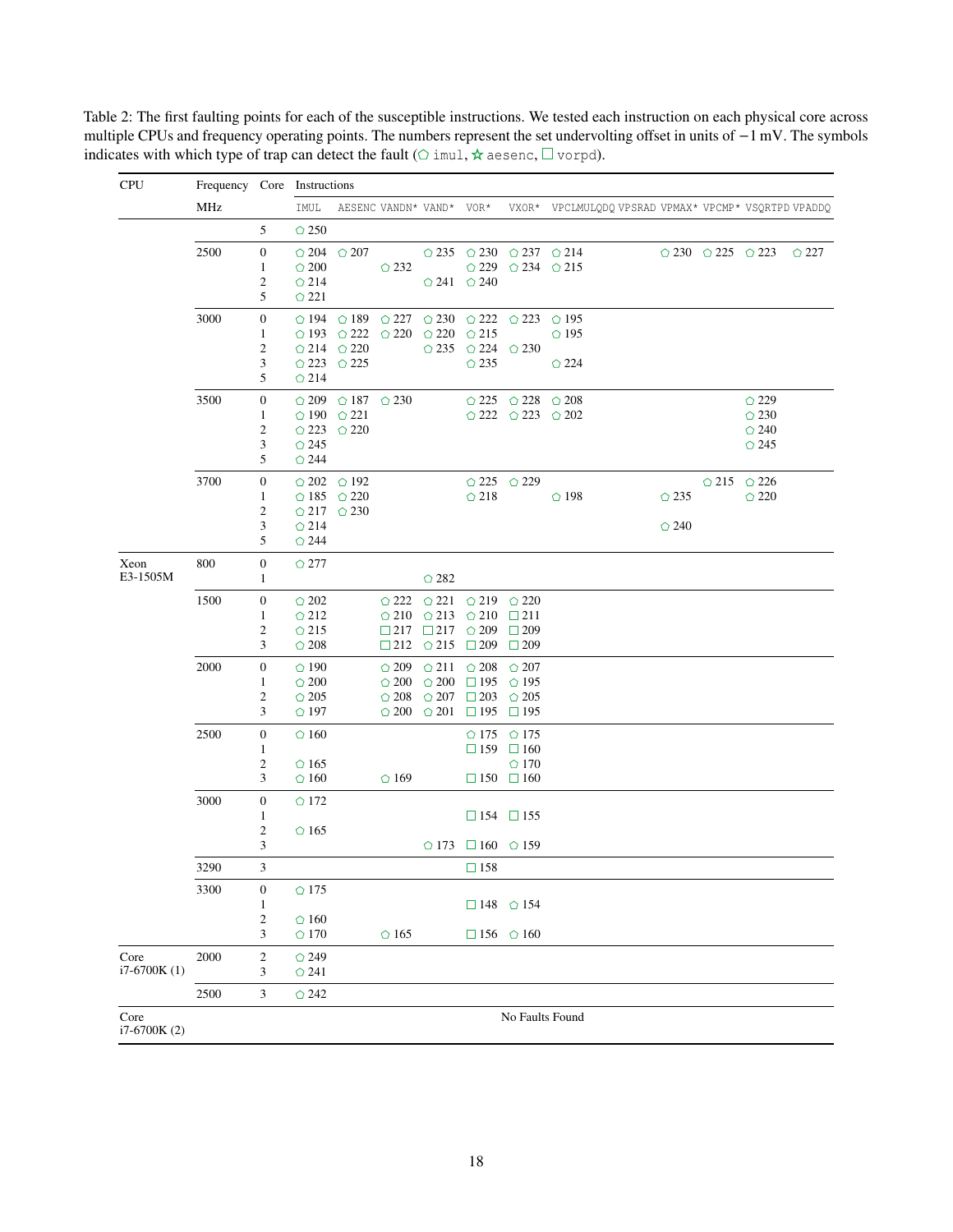Table 2: The first faulting points for each of the susceptible instructions. We tested each instruction on each physical core across multiple CPUs and frequency operating points. The numbers represent the set undervolting offset in units of $-1$ mV. The symbols indicates with which type of trap can detect the fault (⬠ `imul`, ☆ `aesenc`, □ `vorpd`).

| CPU | Frequency MHz | Core | IMUL | AESENC | VANDN* | VAND* | VOR* | VXOR* | VPCLMULQDQ | VPSRAD | VPMAX* | VPCMP* | VSQRTPD | VPADDQ |
|---|---|---|---|---|---|---|---|---|---|---|---|---|---|---|
| | | 5 | ⬠ 250 | | | | | | | | | | | |
| | 2500 | 0 | ⬠ 204 | ⬠ 207 | | ⬠ 235 | ⬠ 230 | ⬠ 237 | ⬠ 214 | | ⬠ 230 | ⬠ 225 | ⬠ 223 | ⬠ 227 |
| | | 1 | ⬠ 200 | | ⬠ 232 | | ⬠ 229 | ⬠ 234 | ⬠ 215 | | | | | |
| | | 2 | ⬠ 214 | | | ⬠ 241 | ⬠ 240 | | | | | | | |
| | | 5 | ⬠ 221 | | | | | | | | | | | |
| | 3000 | 0 | ⬠ 194 | ⬠ 189 | ⬠ 227 | ⬠ 230 | ⬠ 222 | ⬠ 223 | ⬠ 195 | | | | | |
| | | 1 | ⬠ 193 | ⬠ 222 | ⬠ 220 | ⬠ 220 | ⬠ 215 | | ⬠ 195 | | | | | |
| | | 2 | ⬠ 214 | ⬠ 220 | | ⬠ 235 | ⬠ 224 | ⬠ 230 | | | | | | |
| | | 3 | ⬠ 223 | ⬠ 225 | | | ⬠ 235 | | ⬠ 224 | | | | | |
| | | 5 | ⬠ 214 | | | | | | | | | | | |
| | 3500 | 0 | ⬠ 209 | ⬠ 187 | ⬠ 230 | | ⬠ 225 | ⬠ 228 | ⬠ 208 | | | | ⬠ 229 | |
| | | 1 | ⬠ 190 | ⬠ 221 | | | ⬠ 222 | ⬠ 223 | ⬠ 202 | | | | ⬠ 230 | |
| | | 2 | ⬠ 223 | ⬠ 220 | | | | | | | | | ⬠ 240 | |
| | | 3 | ⬠ 245 | | | | | | | | | | ⬠ 245 | |
| | | 5 | ⬠ 244 | | | | | | | | | | | |
| | 3700 | 0 | ⬠ 202 | ⬠ 192 | | | ⬠ 225 | ⬠ 229 | | | | ⬠ 215 | ⬠ 226 | |
| | | 1 | ⬠ 185 | ⬠ 220 | | | ⬠ 218 | | ⬠ 198 | | ⬠ 235 | | ⬠ 220 | |
| | | 2 | ⬠ 217 | ⬠ 230 | | | | | | | | | | |
| | | 3 | ⬠ 214 | | | | | | | | ⬠ 240 | | | |
| | | 5 | ⬠ 244 | | | | | | | | | | | |
| Xeon E3-1505M | 800 | 0 | ⬠ 277 | | | | | | | | | | | |
| | | 1 | | | | ⬠ 282 | | | | | | | | |
| | 1500 | 0 | ⬠ 202 | | ⬠ 222 | ⬠ 221 | ⬠ 219 | ⬠ 220 | | | | | | |
| | | 1 | ⬠ 212 | | ⬠ 210 | ⬠ 213 | ⬠ 210 | □ 211 | | | | | | |
| | | 2 | ⬠ 215 | | □ 217 | □ 217 | ⬠ 209 | □ 209 | | | | | | |
| | | 3 | ⬠ 208 | | □ 212 | ⬠ 215 | □ 209 | □ 209 | | | | | | |
| | 2000 | 0 | ⬠ 190 | | ⬠ 209 | ⬠ 211 | ⬠ 208 | ⬠ 207 | | | | | | |
| | | 1 | ⬠ 200 | | ⬠ 200 | ⬠ 200 | □ 195 | ⬠ 195 | | | | | | |
| | | 2 | ⬠ 205 | | ⬠ 208 | ⬠ 207 | □ 203 | ⬠ 205 | | | | | | |
| | | 3 | ⬠ 197 | | ⬠ 200 | ⬠ 201 | □ 195 | □ 195 | | | | | | |
| | 2500 | 0 | ⬠ 160 | | | | ⬠ 175 | ⬠ 175 | | | | | | |
| | | 1 | | | | | □ 159 | □ 160 | | | | | | |
| | | 2 | ⬠ 165 | | | | | ⬠ 170 | | | | | | |
| | | 3 | ⬠ 160 | | ⬠ 169 | | □ 150 | □ 160 | | | | | | |
| | 3000 | 0 | ⬠ 172 | | | | | | | | | | | |
| | | 1 | | | | | □ 154 | □ 155 | | | | | | |
| | | 2 | ⬠ 165 | | | | | | | | | | | |
| | | 3 | | | | ⬠ 173 | □ 160 | ⬠ 159 | | | | | | |
| | 3290 | 3 | | | | | □ 158 | | | | | | | |
| | 3300 | 0 | ⬠ 175 | | | | | | | | | | | |
| | | 1 | | | | | □ 148 | ⬠ 154 | | | | | | |
| | | 2 | ⬠ 160 | | | | | | | | | | | |
| | | 3 | ⬠ 170 | | ⬠ 165 | | □ 156 | ⬠ 160 | | | | | | |
| Core i7-6700K (1) | 2000 | 2 | ⬠ 249 | | | | | | | | | | | |
| | | 3 | ⬠ 241 | | | | | | | | | | | |
| | 2500 | 3 | ⬠ 242 | | | | | | | | | | | |
| Core i7-6700K (2) | | | No Faults Found | | | | | | | | | | | |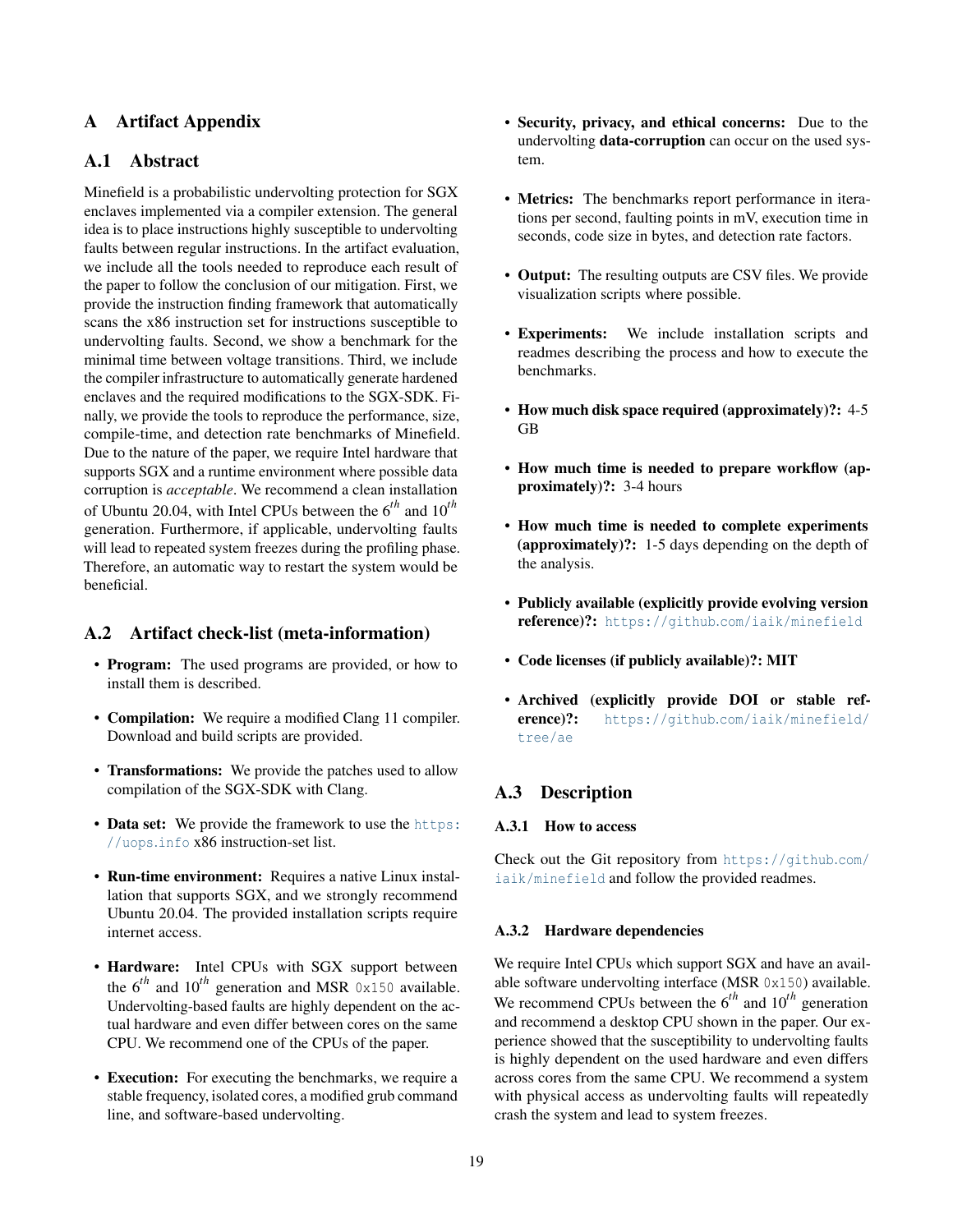# A Artifact Appendix

## A.1 Abstract

Minefield is a probabilistic undervolting protection for SGX enclaves implemented via a compiler extension. The general idea is to place instructions highly susceptible to undervolting faults between regular instructions. In the artifact evaluation, we include all the tools needed to reproduce each result of the paper to follow the conclusion of our mitigation. First, we provide the instruction finding framework that automatically scans the x86 instruction set for instructions susceptible to undervolting faults. Second, we show a benchmark for the minimal time between voltage transitions. Third, we include the compiler infrastructure to automatically generate hardened enclaves and the required modifications to the SGX-SDK. Finally, we provide the tools to reproduce the performance, size, compile-time, and detection rate benchmarks of Minefield. Due to the nature of the paper, we require Intel hardware that supports SGX and a runtime environment where possible data corruption is *acceptable*. We recommend a clean installation of Ubuntu 20.04, with Intel CPUs between the $6^{th}$ and $10^{th}$ generation. Furthermore, if applicable, undervolting faults will lead to repeated system freezes during the profiling phase. Therefore, an automatic way to restart the system would be beneficial.

## A.2 Artifact check-list (meta-information)

- **Program:** The used programs are provided, or how to install them is described.
- **Compilation:** We require a modified Clang 11 compiler. Download and build scripts are provided.
- **Transformations:** We provide the patches used to allow compilation of the SGX-SDK with Clang.
- **Data set:** We provide the framework to use the https://uops.info x86 instruction-set list.
- **Run-time environment:** Requires a native Linux installation that supports SGX, and we strongly recommend Ubuntu 20.04. The provided installation scripts require internet access.
- **Hardware:** Intel CPUs with SGX support between the $6^{th}$ and $10^{th}$ generation and MSR `0x150` available. Undervolting-based faults are highly dependent on the actual hardware and even differ between cores on the same CPU. We recommend one of the CPUs of the paper.
- **Execution:** For executing the benchmarks, we require a stable frequency, isolated cores, a modified grub command line, and software-based undervolting.
- **Security, privacy, and ethical concerns:** Due to the undervolting **data-corruption** can occur on the used system.
- **Metrics:** The benchmarks report performance in iterations per second, faulting points in mV, execution time in seconds, code size in bytes, and detection rate factors.
- **Output:** The resulting outputs are CSV files. We provide visualization scripts where possible.
- **Experiments:** We include installation scripts and readmes describing the process and how to execute the benchmarks.
- **How much disk space required (approximately)?:** 4-5 GB
- **How much time is needed to prepare workflow (approximately)?:** 3-4 hours
- **How much time is needed to complete experiments (approximately)?:** 1-5 days depending on the depth of the analysis.
- **Publicly available (explicitly provide evolving version reference)?:** https://github.com/iaik/minefield
- **Code licenses (if publicly available)?: MIT**
- **Archived (explicitly provide DOI or stable reference)?:** https://github.com/iaik/minefield/tree/ae

## A.3 Description

### A.3.1 How to access

Check out the Git repository from https://github.com/iaik/minefield and follow the provided readmes.

### A.3.2 Hardware dependencies

We require Intel CPUs which support SGX and have an available software undervolting interface (MSR `0x150`) available. We recommend CPUs between the $6^{th}$ and $10^{th}$ generation and recommend a desktop CPU shown in the paper. Our experience showed that the susceptibility to undervolting faults is highly dependent on the used hardware and even differs across cores from the same CPU. We recommend a system with physical access as undervolting faults will repeatedly crash the system and lead to system freezes.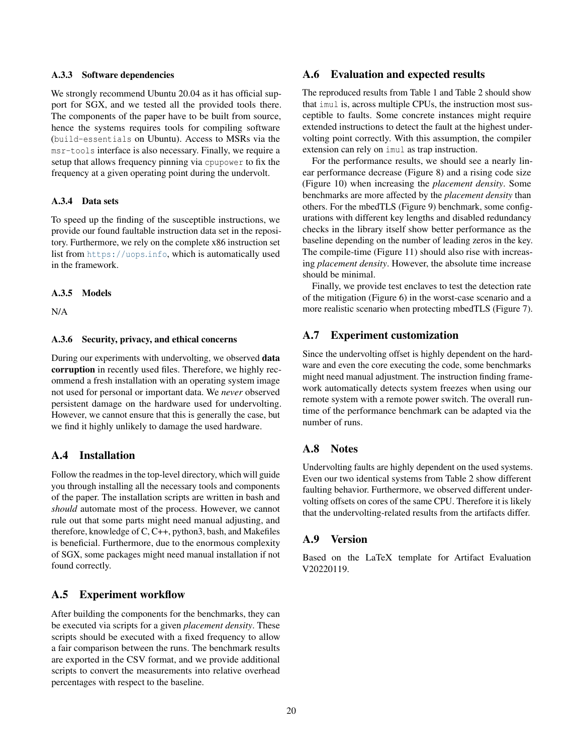#### A.3.3 Software dependencies

We strongly recommend Ubuntu 20.04 as it has official support for SGX, and we tested all the provided tools there. The components of the paper have to be built from source, hence the systems requires tools for compiling software (`build-essentials` on Ubuntu). Access to MSRs via the `msr-tools` interface is also necessary. Finally, we require a setup that allows frequency pinning via `cpupower` to fix the frequency at a given operating point during the undervolt.

#### A.3.4 Data sets

To speed up the finding of the susceptible instructions, we provide our found faultable instruction data set in the repository. Furthermore, we rely on the complete x86 instruction set list from https://uops.info, which is automatically used in the framework.

#### A.3.5 Models

N/A

#### A.3.6 Security, privacy, and ethical concerns

During our experiments with undervolting, we observed **data corruption** in recently used files. Therefore, we highly recommend a fresh installation with an operating system image not used for personal or important data. We *never* observed persistent damage on the hardware used for undervolting. However, we cannot ensure that this is generally the case, but we find it highly unlikely to damage the used hardware.

## A.4 Installation

Follow the readmes in the top-level directory, which will guide you through installing all the necessary tools and components of the paper. The installation scripts are written in bash and *should* automate most of the process. However, we cannot rule out that some parts might need manual adjusting, and therefore, knowledge of C, C++, python3, bash, and Makefiles is beneficial. Furthermore, due to the enormous complexity of SGX, some packages might need manual installation if not found correctly.

## A.5 Experiment workflow

After building the components for the benchmarks, they can be executed via scripts for a given *placement density*. These scripts should be executed with a fixed frequency to allow a fair comparison between the runs. The benchmark results are exported in the CSV format, and we provide additional scripts to convert the measurements into relative overhead percentages with respect to the baseline.

## A.6 Evaluation and expected results

The reproduced results from Table 1 and Table 2 should show that `imul` is, across multiple CPUs, the instruction most susceptible to faults. Some concrete instances might require extended instructions to detect the fault at the highest undervolting point correctly. With this assumption, the compiler extension can rely on `imul` as trap instruction.

For the performance results, we should see a nearly linear performance decrease (Figure 8) and a rising code size (Figure 10) when increasing the *placement density*. Some benchmarks are more affected by the *placement density* than others. For the mbedTLS (Figure 9) benchmark, some configurations with different key lengths and disabled redundancy checks in the library itself show better performance as the baseline depending on the number of leading zeros in the key. The compile-time (Figure 11) should also rise with increasing *placement density*. However, the absolute time increase should be minimal.

Finally, we provide test enclaves to test the detection rate of the mitigation (Figure 6) in the worst-case scenario and a more realistic scenario when protecting mbedTLS (Figure 7).

## A.7 Experiment customization

Since the undervolting offset is highly dependent on the hardware and even the core executing the code, some benchmarks might need manual adjustment. The instruction finding framework automatically detects system freezes when using our remote system with a remote power switch. The overall runtime of the performance benchmark can be adapted via the number of runs.

## A.8 Notes

Undervolting faults are highly dependent on the used systems. Even our two identical systems from Table 2 show different faulting behavior. Furthermore, we observed different undervolting offsets on cores of the same CPU. Therefore it is likely that the undervolting-related results from the artifacts differ.

## A.9 Version

Based on the LaTeX template for Artifact Evaluation V20220119.